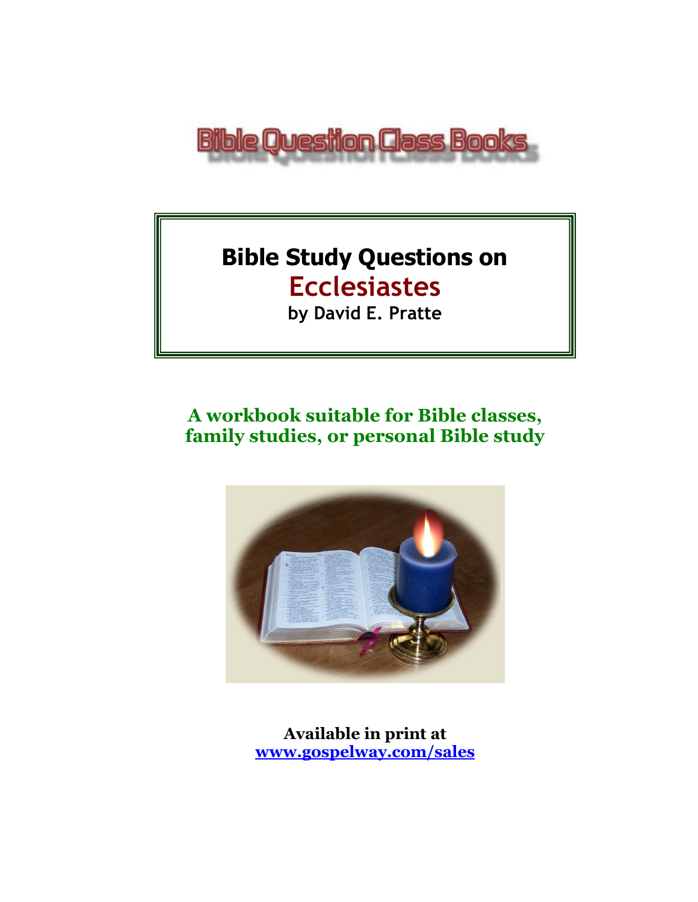Bible Question Class Books

# Bible Study Questions on Ecclesiastes

**by David E. Pratte**

**A workbook suitable for Bible classes, family studies, or personal Bible study**

**Available in print at**
**[www.gospelway.com/sales](www.gospelway.com/sales)**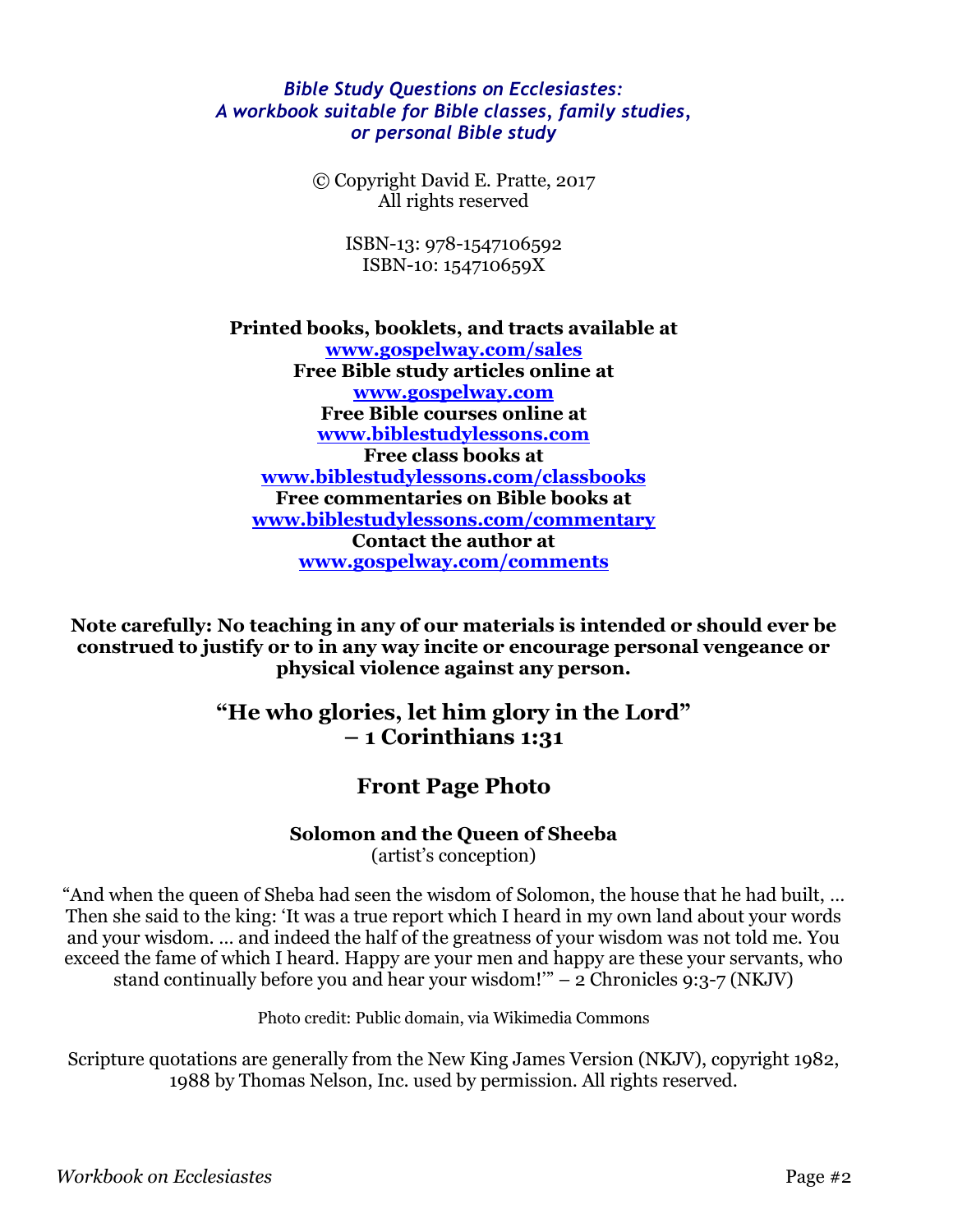*Bible Study Questions on Ecclesiastes:*
*A workbook suitable for Bible classes, family studies, or personal Bible study*

© Copyright David E. Pratte, 2017
All rights reserved

ISBN-13: 978-1547106592
ISBN-10: 154710659X

**Printed books, booklets, and tracts available at**
**www.gospelway.com/sales**
**Free Bible study articles online at**
**www.gospelway.com**
**Free Bible courses online at**
**www.biblestudylessons.com**
**Free class books at**
**www.biblestudylessons.com/classbooks**
**Free commentaries on Bible books at**
**www.biblestudylessons.com/commentary**
**Contact the author at**
**www.gospelway.com/comments**

**Note carefully: No teaching in any of our materials is intended or should ever be construed to justify or to in any way incite or encourage personal vengeance or physical violence against any person.**

## "He who glories, let him glory in the Lord" – 1 Corinthians 1:31

## Front Page Photo

**Solomon and the Queen of Sheba**
(artist's conception)

"And when the queen of Sheba had seen the wisdom of Solomon, the house that he had built, … Then she said to the king: 'It was a true report which I heard in my own land about your words and your wisdom. … and indeed the half of the greatness of your wisdom was not told me. You exceed the fame of which I heard. Happy are your men and happy are these your servants, who stand continually before you and hear your wisdom!'" – 2 Chronicles 9:3-7 (NKJV)

Photo credit: Public domain, via Wikimedia Commons

Scripture quotations are generally from the New King James Version (NKJV), copyright 1982, 1988 by Thomas Nelson, Inc. used by permission. All rights reserved.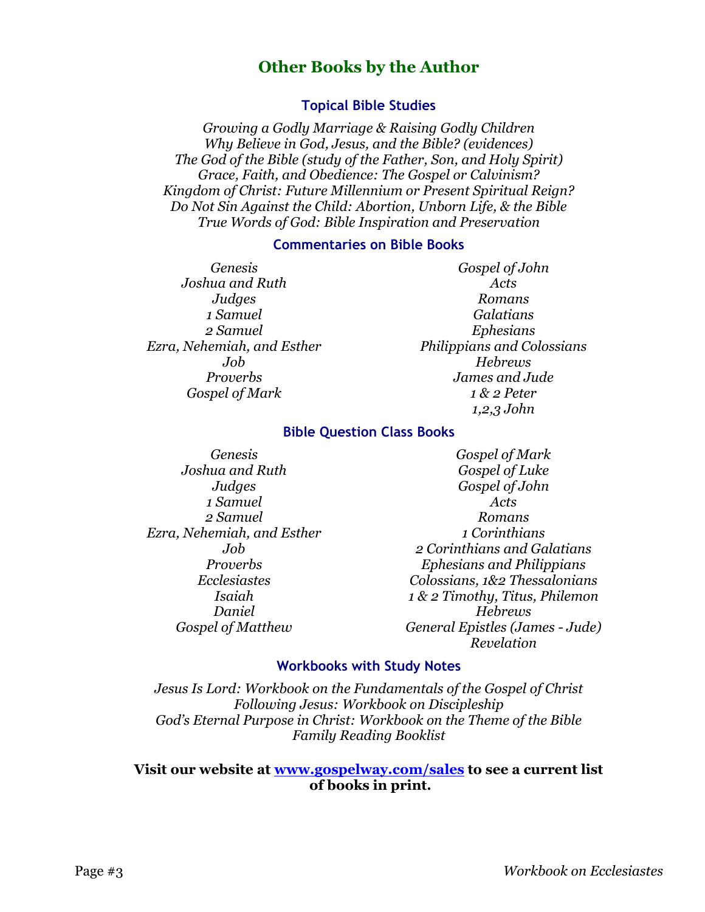# Other Books by the Author

## Topical Bible Studies

*Growing a Godly Marriage & Raising Godly Children*
*Why Believe in God, Jesus, and the Bible? (evidences)*
*The God of the Bible (study of the Father, Son, and Holy Spirit)*
*Grace, Faith, and Obedience: The Gospel or Calvinism?*
*Kingdom of Christ: Future Millennium or Present Spiritual Reign?*
*Do Not Sin Against the Child: Abortion, Unborn Life, & the Bible*
*True Words of God: Bible Inspiration and Preservation*

## Commentaries on Bible Books

*Genesis*
*Joshua and Ruth*
*Judges*
*1 Samuel*
*2 Samuel*
*Ezra, Nehemiah, and Esther*
*Job*
*Proverbs*
*Gospel of Mark*
*Gospel of John*
*Acts*
*Romans*
*Galatians*
*Ephesians*
*Philippians and Colossians*
*Hebrews*
*James and Jude*
*1 & 2 Peter*
*1,2,3 John*

## Bible Question Class Books

*Genesis*
*Joshua and Ruth*
*Judges*
*1 Samuel*
*2 Samuel*
*Ezra, Nehemiah, and Esther*
*Job*
*Proverbs*
*Ecclesiastes*
*Isaiah*
*Daniel*
*Gospel of Matthew*
*Gospel of Mark*
*Gospel of Luke*
*Gospel of John*
*Acts*
*Romans*
*1 Corinthians*
*2 Corinthians and Galatians*
*Ephesians and Philippians*
*Colossians, 1&2 Thessalonians*
*1 & 2 Timothy, Titus, Philemon*
*Hebrews*
*General Epistles (James - Jude)*
*Revelation*

## Workbooks with Study Notes

*Jesus Is Lord: Workbook on the Fundamentals of the Gospel of Christ*
*Following Jesus: Workbook on Discipleship*
*God's Eternal Purpose in Christ: Workbook on the Theme of the Bible*
*Family Reading Booklist*

**Visit our website at [www.gospelway.com/sales](http://www.gospelway.com/sales) to see a current list of books in print.**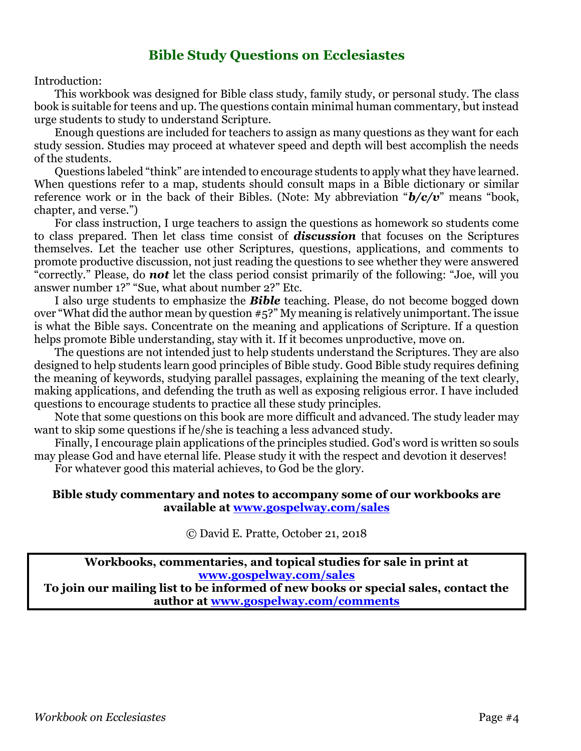## Bible Study Questions on Ecclesiastes

Introduction:

This workbook was designed for Bible class study, family study, or personal study. The class book is suitable for teens and up. The questions contain minimal human commentary, but instead urge students to study to understand Scripture.

Enough questions are included for teachers to assign as many questions as they want for each study session. Studies may proceed at whatever speed and depth will best accomplish the needs of the students.

Questions labeled "think" are intended to encourage students to apply what they have learned. When questions refer to a map, students should consult maps in a Bible dictionary or similar reference work or in the back of their Bibles. (Note: My abbreviation "***b/c/v***" means "book, chapter, and verse.")

For class instruction, I urge teachers to assign the questions as homework so students come to class prepared. Then let class time consist of ***discussion*** that focuses on the Scriptures themselves. Let the teacher use other Scriptures, questions, applications, and comments to promote productive discussion, not just reading the questions to see whether they were answered "correctly." Please, do ***not*** let the class period consist primarily of the following: "Joe, will you answer number 1?" "Sue, what about number 2?" Etc.

I also urge students to emphasize the ***Bible*** teaching. Please, do not become bogged down over "What did the author mean by question #5?" My meaning is relatively unimportant. The issue is what the Bible says. Concentrate on the meaning and applications of Scripture. If a question helps promote Bible understanding, stay with it. If it becomes unproductive, move on.

The questions are not intended just to help students understand the Scriptures. They are also designed to help students learn good principles of Bible study. Good Bible study requires defining the meaning of keywords, studying parallel passages, explaining the meaning of the text clearly, making applications, and defending the truth as well as exposing religious error. I have included questions to encourage students to practice all these study principles.

Note that some questions on this book are more difficult and advanced. The study leader may want to skip some questions if he/she is teaching a less advanced study.

Finally, I encourage plain applications of the principles studied. God's word is written so souls may please God and have eternal life. Please study it with the respect and devotion it deserves!

For whatever good this material achieves, to God be the glory.

**Bible study commentary and notes to accompany some of our workbooks are available at [www.gospelway.com/sales](www.gospelway.com/sales)**

© David E. Pratte, October 21, 2018

**Workbooks, commentaries, and topical studies for sale in print at [www.gospelway.com/sales](www.gospelway.com/sales)**
**To join our mailing list to be informed of new books or special sales, contact the author at [www.gospelway.com/comments](www.gospelway.com/comments)**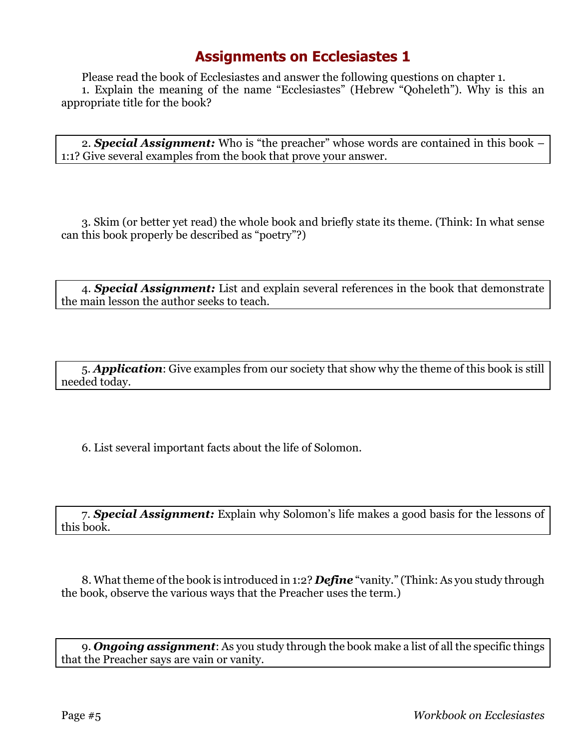# Assignments on Ecclesiastes 1

Please read the book of Ecclesiastes and answer the following questions on chapter 1.

1. Explain the meaning of the name "Ecclesiastes" (Hebrew "Qoheleth"). Why is this an appropriate title for the book?

2. ***Special Assignment:*** Who is "the preacher" whose words are contained in this book – 1:1? Give several examples from the book that prove your answer.

3. Skim (or better yet read) the whole book and briefly state its theme. (Think: In what sense can this book properly be described as "poetry"?)

4. ***Special Assignment:*** List and explain several references in the book that demonstrate the main lesson the author seeks to teach.

5. ***Application***: Give examples from our society that show why the theme of this book is still needed today.

6. List several important facts about the life of Solomon.

7. ***Special Assignment:*** Explain why Solomon's life makes a good basis for the lessons of this book.

8. What theme of the book is introduced in 1:2? ***Define*** "vanity." (Think: As you study through the book, observe the various ways that the Preacher uses the term.)

9. ***Ongoing assignment***: As you study through the book make a list of all the specific things that the Preacher says are vain or vanity.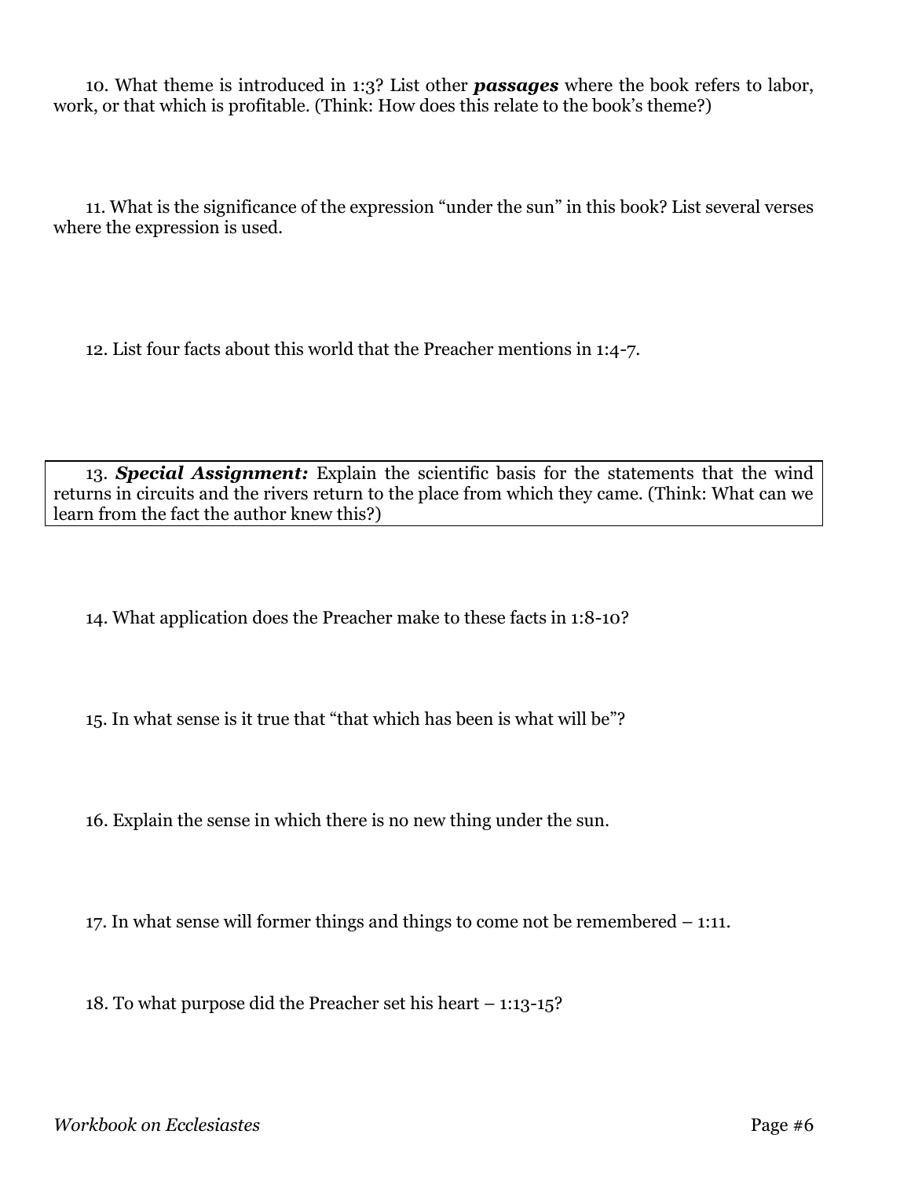10. What theme is introduced in 1:3? List other ***passages*** where the book refers to labor, work, or that which is profitable. (Think: How does this relate to the book's theme?)

11. What is the significance of the expression "under the sun" in this book? List several verses where the expression is used.

12. List four facts about this world that the Preacher mentions in 1:4-7.

13. ***Special Assignment:*** Explain the scientific basis for the statements that the wind returns in circuits and the rivers return to the place from which they came. (Think: What can we learn from the fact the author knew this?)

14. What application does the Preacher make to these facts in 1:8-10?

15. In what sense is it true that "that which has been is what will be"?

16. Explain the sense in which there is no new thing under the sun.

17. In what sense will former things and things to come not be remembered – 1:11.

18. To what purpose did the Preacher set his heart – 1:13-15?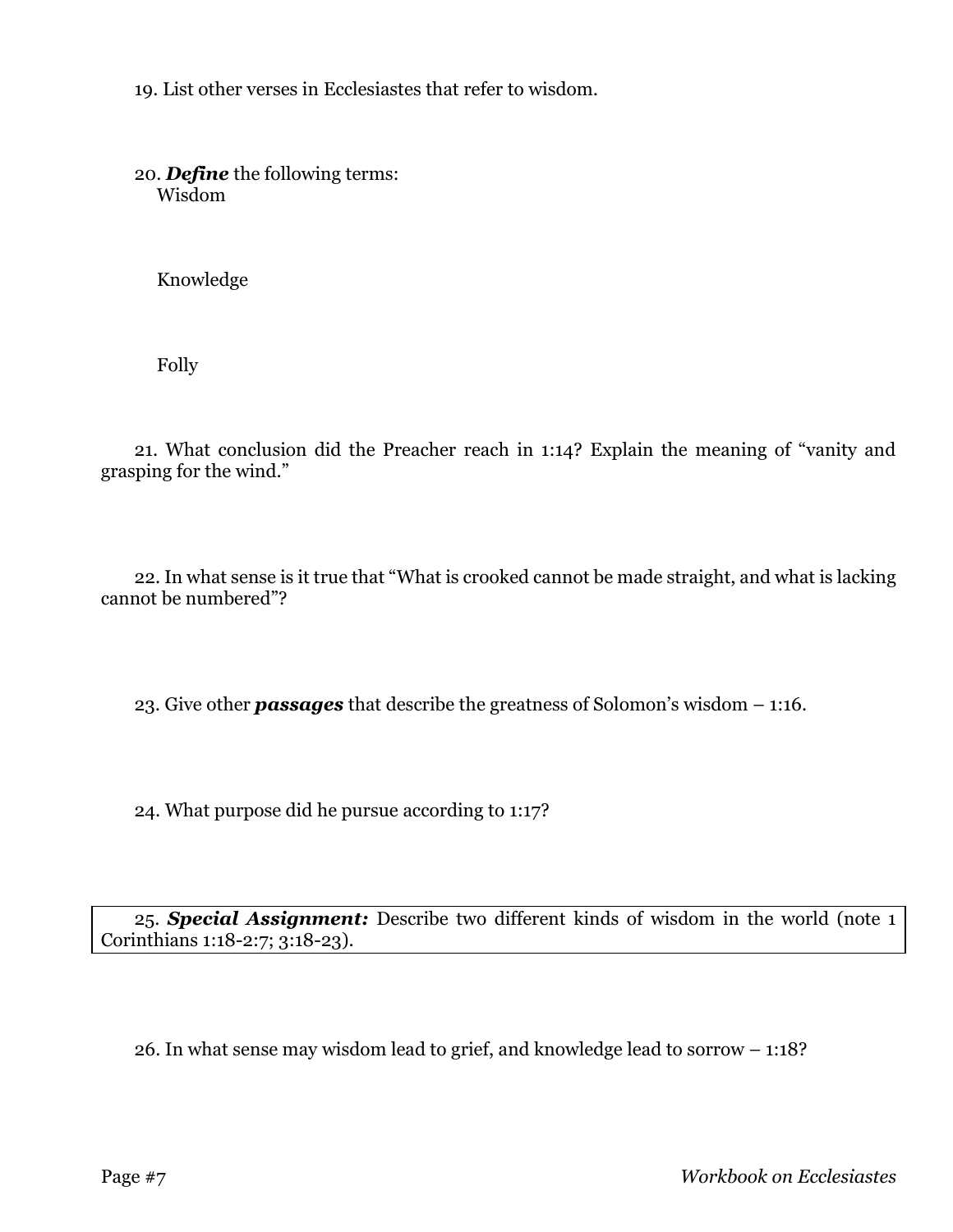19. List other verses in Ecclesiastes that refer to wisdom.

20. ***Define*** the following terms:

Wisdom

Knowledge

Folly

21. What conclusion did the Preacher reach in 1:14? Explain the meaning of "vanity and grasping for the wind."

22. In what sense is it true that "What is crooked cannot be made straight, and what is lacking cannot be numbered"?

23. Give other ***passages*** that describe the greatness of Solomon's wisdom – 1:16.

24. What purpose did he pursue according to 1:17?

25. ***Special Assignment:*** Describe two different kinds of wisdom in the world (note 1 Corinthians 1:18-2:7; 3:18-23).

26. In what sense may wisdom lead to grief, and knowledge lead to sorrow – 1:18?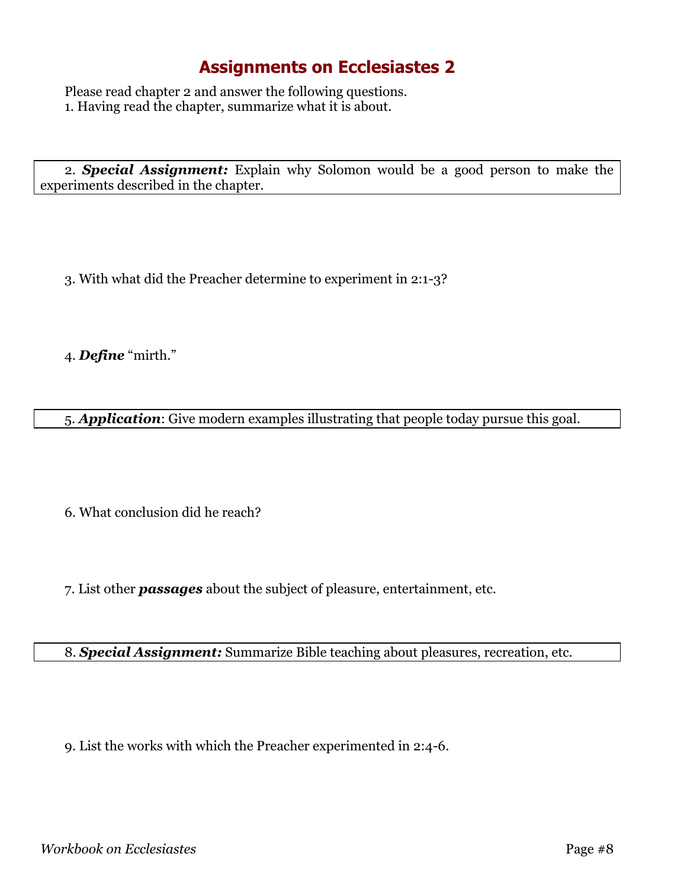# Assignments on Ecclesiastes 2

Please read chapter 2 and answer the following questions.

1. Having read the chapter, summarize what it is about.

2. ***Special Assignment:*** Explain why Solomon would be a good person to make the experiments described in the chapter.

3. With what did the Preacher determine to experiment in 2:1-3?

4. ***Define*** "mirth."

5. ***Application***: Give modern examples illustrating that people today pursue this goal.

6. What conclusion did he reach?

7. List other ***passages*** about the subject of pleasure, entertainment, etc.

8. ***Special Assignment:*** Summarize Bible teaching about pleasures, recreation, etc.

9. List the works with which the Preacher experimented in 2:4-6.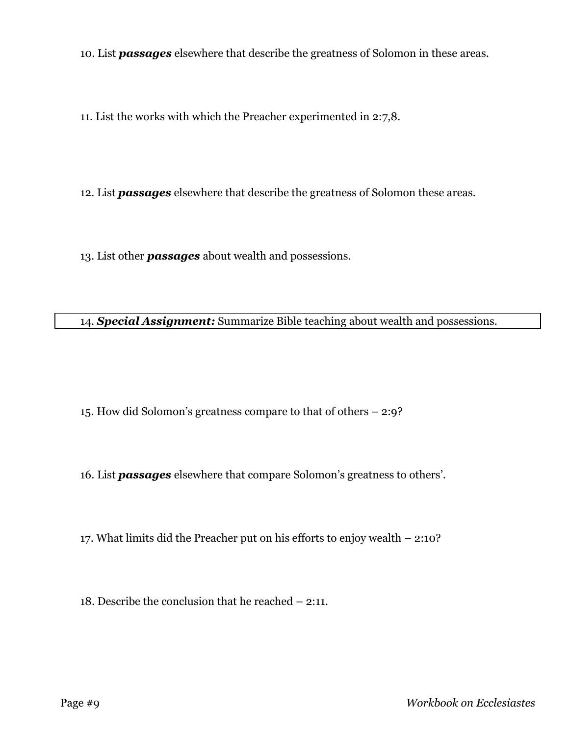10. List ***passages*** elsewhere that describe the greatness of Solomon in these areas.

11. List the works with which the Preacher experimented in 2:7,8.

12. List ***passages*** elsewhere that describe the greatness of Solomon these areas.

13. List other ***passages*** about wealth and possessions.

14. ***Special Assignment:*** Summarize Bible teaching about wealth and possessions.

15. How did Solomon's greatness compare to that of others – 2:9?

16. List ***passages*** elsewhere that compare Solomon's greatness to others'.

17. What limits did the Preacher put on his efforts to enjoy wealth – 2:10?

18. Describe the conclusion that he reached – 2:11.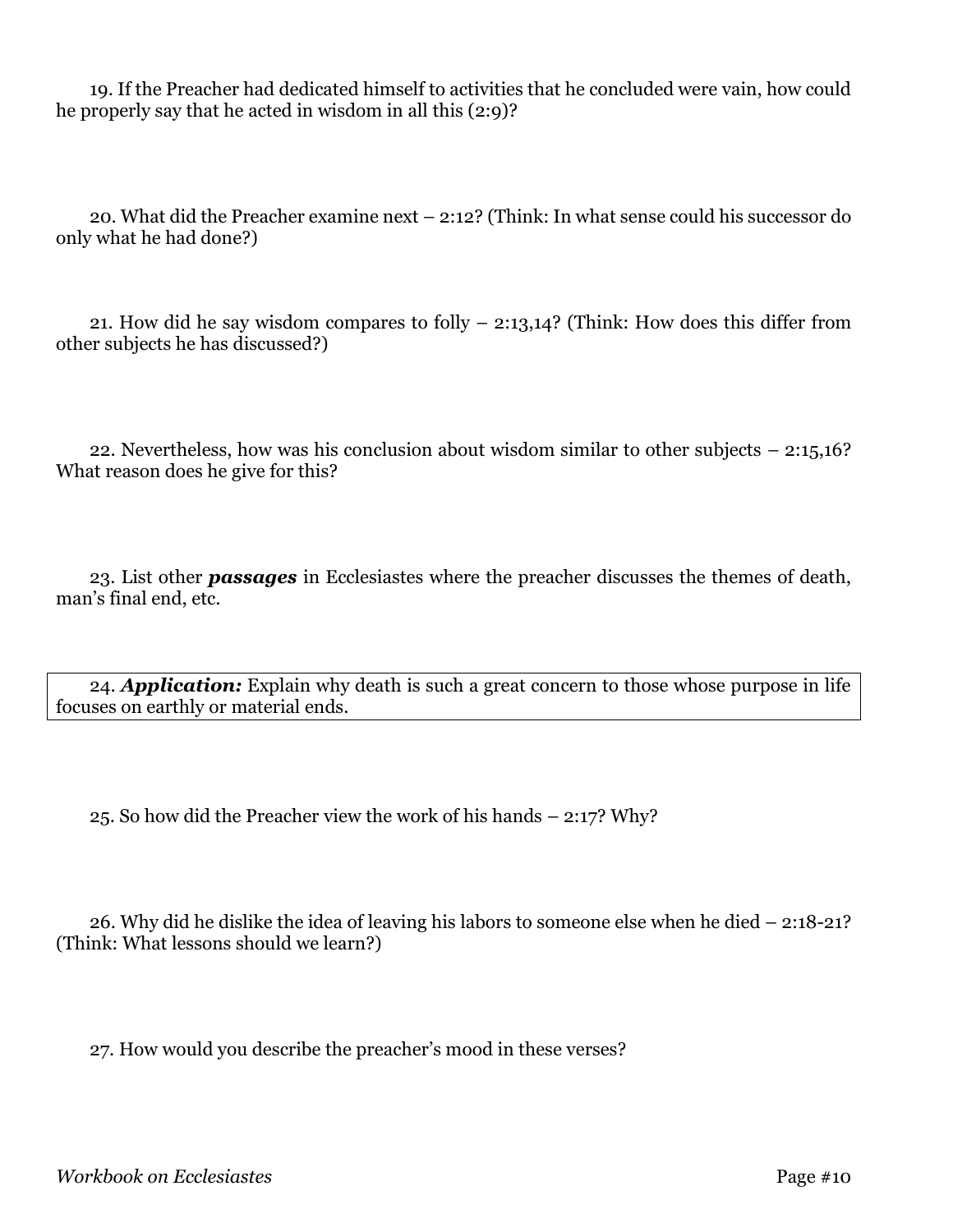19. If the Preacher had dedicated himself to activities that he concluded were vain, how could he properly say that he acted in wisdom in all this (2:9)?

20. What did the Preacher examine next – 2:12? (Think: In what sense could his successor do only what he had done?)

21. How did he say wisdom compares to folly – 2:13,14? (Think: How does this differ from other subjects he has discussed?)

22. Nevertheless, how was his conclusion about wisdom similar to other subjects – 2:15,16? What reason does he give for this?

23. List other ***passages*** in Ecclesiastes where the preacher discusses the themes of death, man's final end, etc.

24. ***Application:*** Explain why death is such a great concern to those whose purpose in life focuses on earthly or material ends.

25. So how did the Preacher view the work of his hands – 2:17? Why?

26. Why did he dislike the idea of leaving his labors to someone else when he died – 2:18-21? (Think: What lessons should we learn?)

27. How would you describe the preacher's mood in these verses?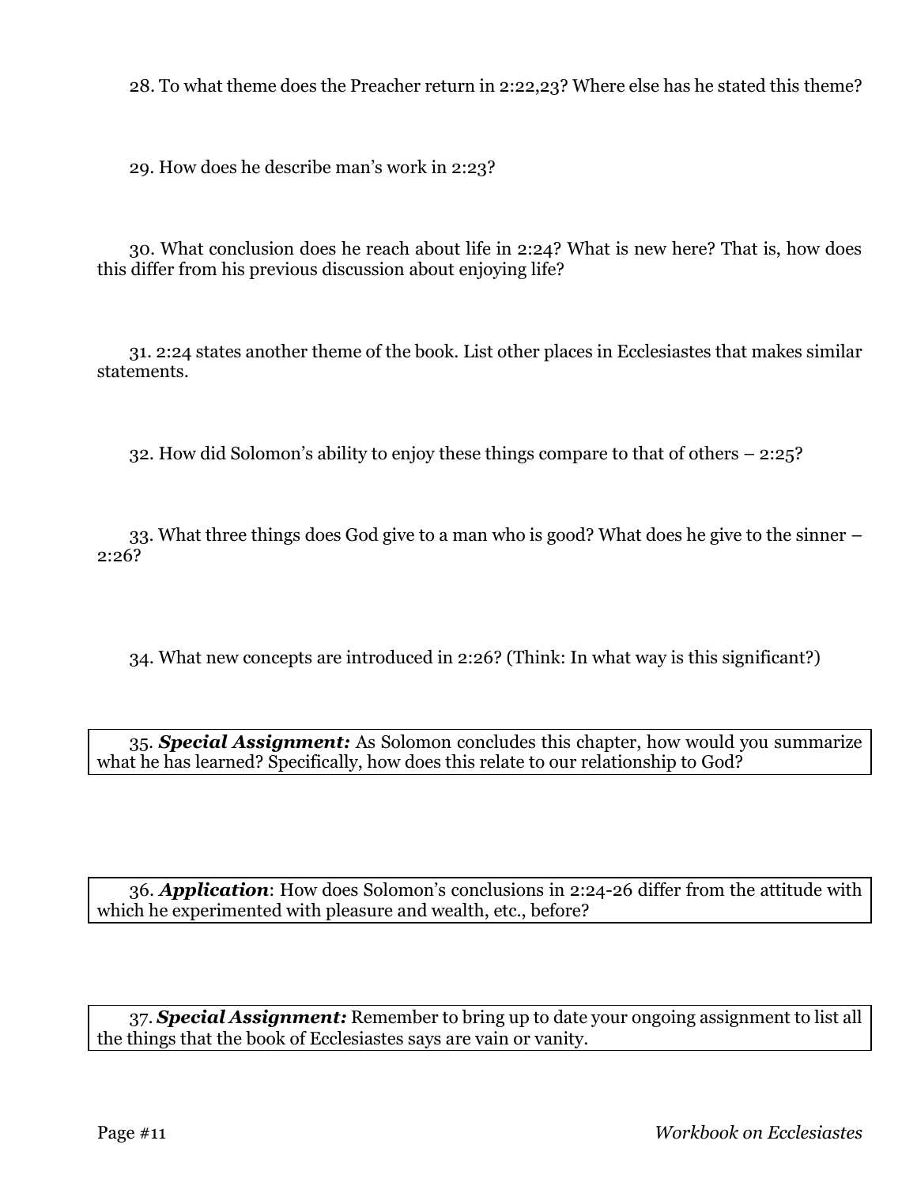28. To what theme does the Preacher return in 2:22,23? Where else has he stated this theme?

29. How does he describe man's work in 2:23?

30. What conclusion does he reach about life in 2:24? What is new here? That is, how does this differ from his previous discussion about enjoying life?

31. 2:24 states another theme of the book. List other places in Ecclesiastes that makes similar statements.

32. How did Solomon's ability to enjoy these things compare to that of others – 2:25?

33. What three things does God give to a man who is good? What does he give to the sinner – 2:26?

34. What new concepts are introduced in 2:26? (Think: In what way is this significant?)

35. ***Special Assignment:*** As Solomon concludes this chapter, how would you summarize what he has learned? Specifically, how does this relate to our relationship to God?

36. ***Application***: How does Solomon's conclusions in 2:24-26 differ from the attitude with which he experimented with pleasure and wealth, etc., before?

37. ***Special Assignment:*** Remember to bring up to date your ongoing assignment to list all the things that the book of Ecclesiastes says are vain or vanity.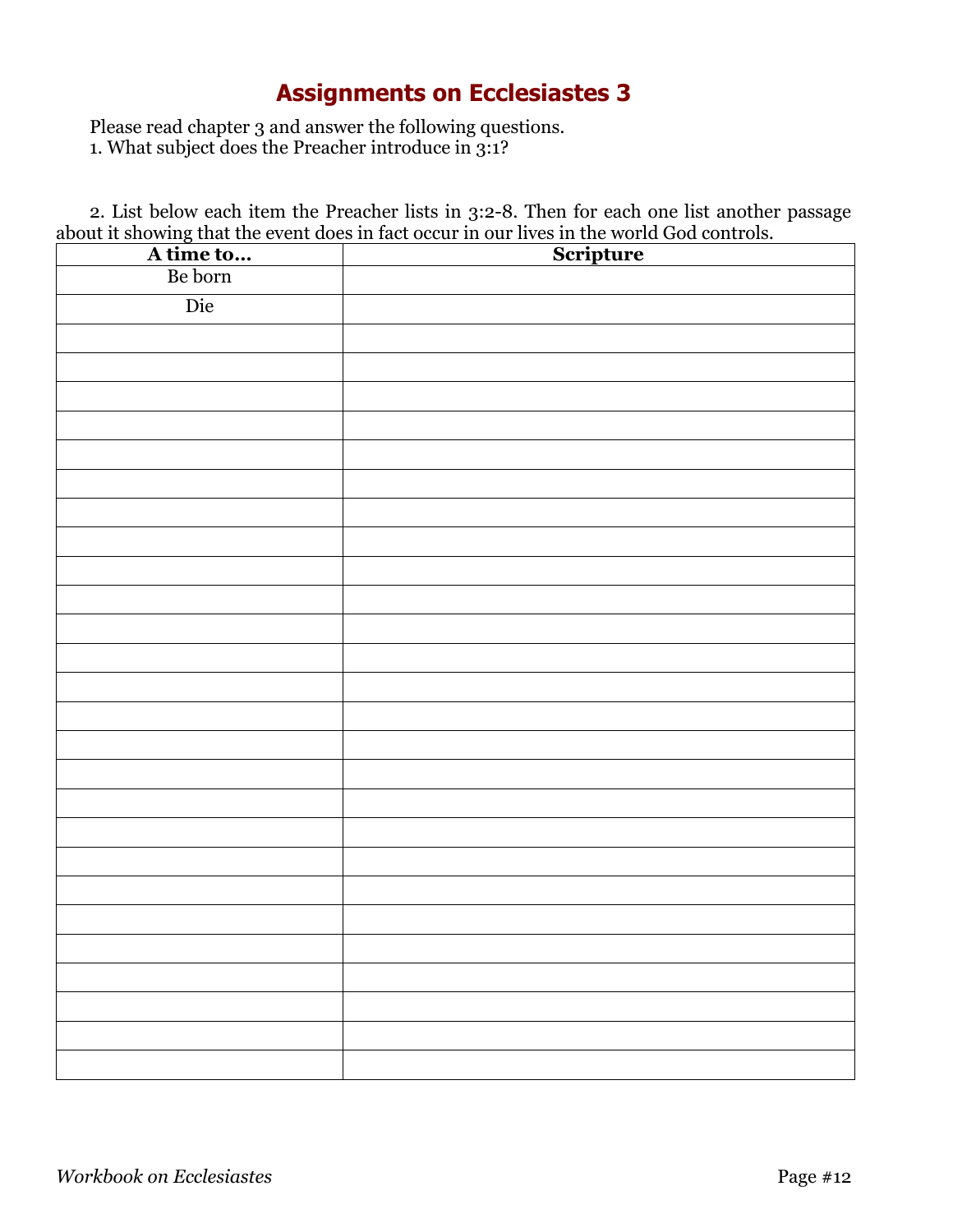# Assignments on Ecclesiastes 3

Please read chapter 3 and answer the following questions.

1. What subject does the Preacher introduce in 3:1?

2. List below each item the Preacher lists in 3:2-8. Then for each one list another passage about it showing that the event does in fact occur in our lives in the world God controls.

| A time to… | Scripture |
|---|---|
| Be born | |
| Die | |
| | |
| | |
| | |
| | |
| | |
| | |
| | |
| | |
| | |
| | |
| | |
| | |
| | |
| | |
| | |
| | |
| | |
| | |
| | |
| | |
| | |
| | |
| | |
| | |
| | |
| | |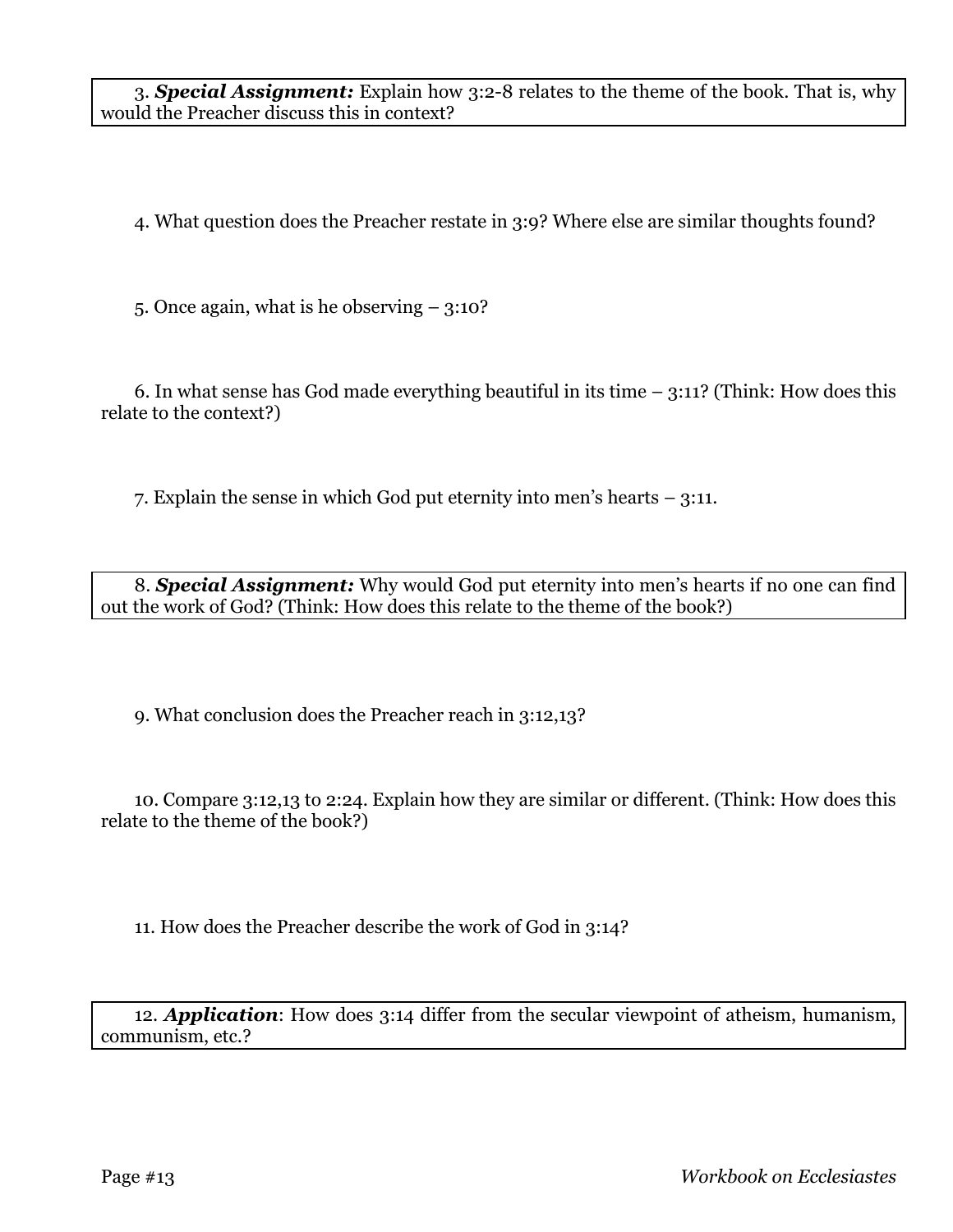3. ***Special Assignment:*** Explain how 3:2-8 relates to the theme of the book. That is, why would the Preacher discuss this in context?

4. What question does the Preacher restate in 3:9? Where else are similar thoughts found?

5. Once again, what is he observing – 3:10?

6. In what sense has God made everything beautiful in its time – 3:11? (Think: How does this relate to the context?)

7. Explain the sense in which God put eternity into men's hearts – 3:11.

8. ***Special Assignment:*** Why would God put eternity into men's hearts if no one can find out the work of God? (Think: How does this relate to the theme of the book?)

9. What conclusion does the Preacher reach in 3:12,13?

10. Compare 3:12,13 to 2:24. Explain how they are similar or different. (Think: How does this relate to the theme of the book?)

11. How does the Preacher describe the work of God in 3:14?

12. ***Application***: How does 3:14 differ from the secular viewpoint of atheism, humanism, communism, etc.?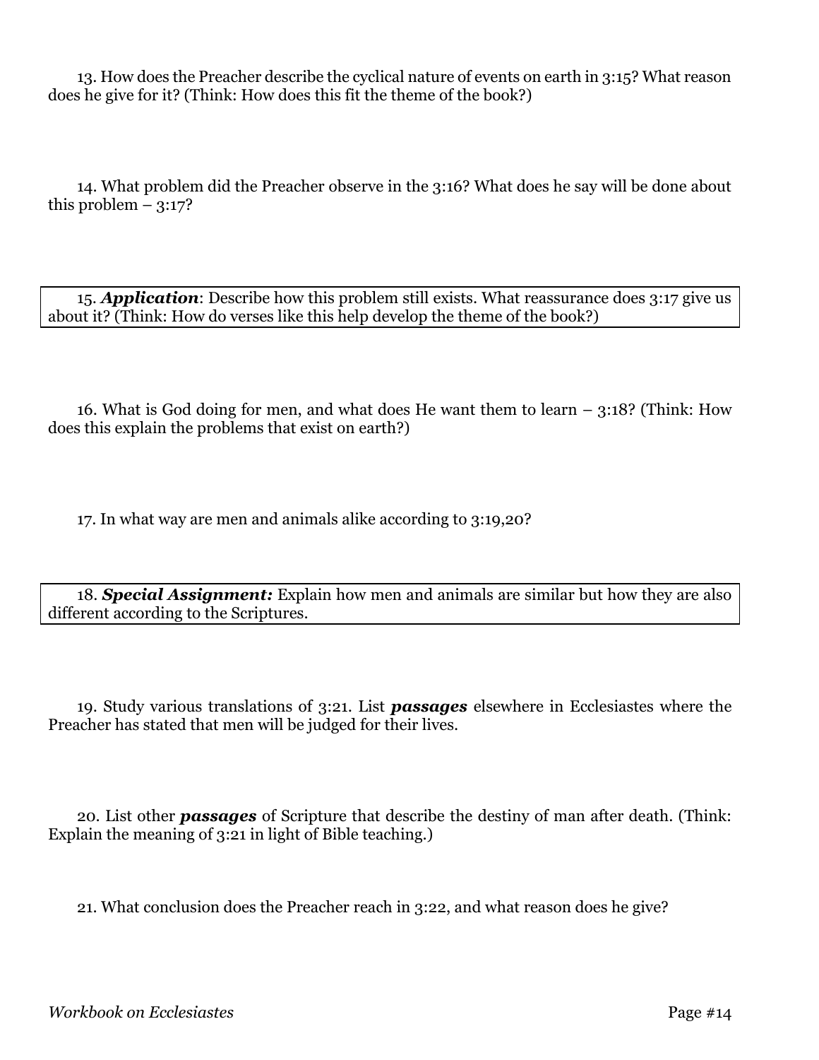13. How does the Preacher describe the cyclical nature of events on earth in 3:15? What reason does he give for it? (Think: How does this fit the theme of the book?)

14. What problem did the Preacher observe in the 3:16? What does he say will be done about this problem – 3:17?

15. ***Application***: Describe how this problem still exists. What reassurance does 3:17 give us about it? (Think: How do verses like this help develop the theme of the book?)

16. What is God doing for men, and what does He want them to learn – 3:18? (Think: How does this explain the problems that exist on earth?)

17. In what way are men and animals alike according to 3:19,20?

18. ***Special Assignment:*** Explain how men and animals are similar but how they are also different according to the Scriptures.

19. Study various translations of 3:21. List ***passages*** elsewhere in Ecclesiastes where the Preacher has stated that men will be judged for their lives.

20. List other ***passages*** of Scripture that describe the destiny of man after death. (Think: Explain the meaning of 3:21 in light of Bible teaching.)

21. What conclusion does the Preacher reach in 3:22, and what reason does he give?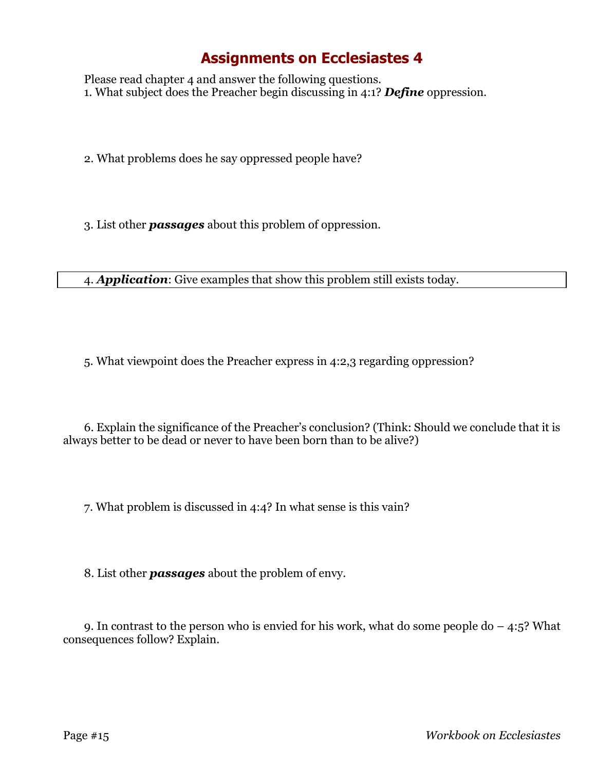# Assignments on Ecclesiastes 4

Please read chapter 4 and answer the following questions.

1. What subject does the Preacher begin discussing in 4:1? ***Define*** oppression.

2. What problems does he say oppressed people have?

3. List other ***passages*** about this problem of oppression.

4. ***Application***: Give examples that show this problem still exists today.

5. What viewpoint does the Preacher express in 4:2,3 regarding oppression?

6. Explain the significance of the Preacher's conclusion? (Think: Should we conclude that it is always better to be dead or never to have been born than to be alive?)

7. What problem is discussed in 4:4? In what sense is this vain?

8. List other ***passages*** about the problem of envy.

9. In contrast to the person who is envied for his work, what do some people do – 4:5? What consequences follow? Explain.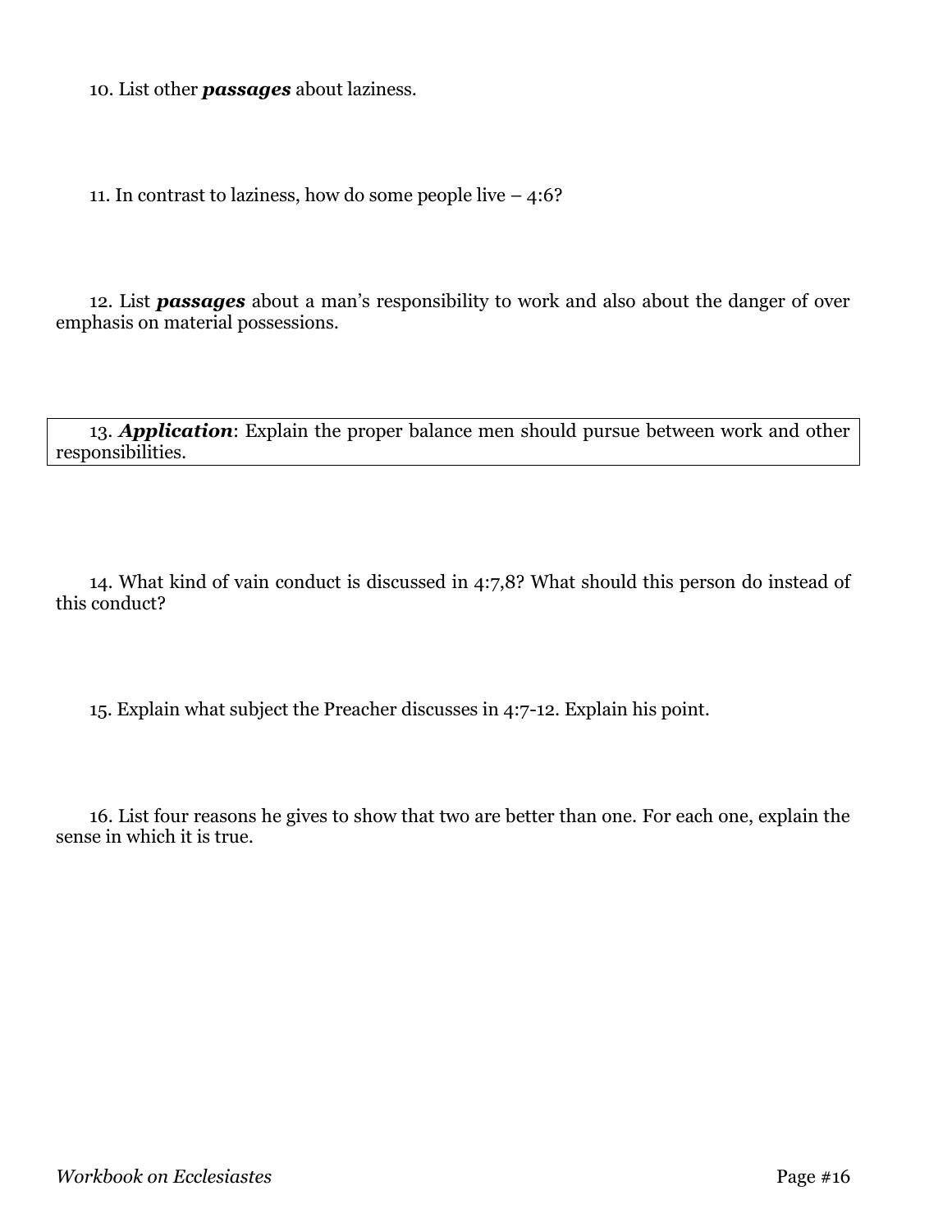10. List other ***passages*** about laziness.

11. In contrast to laziness, how do some people live – 4:6?

12. List ***passages*** about a man's responsibility to work and also about the danger of over emphasis on material possessions.

13. ***Application***: Explain the proper balance men should pursue between work and other responsibilities.

14. What kind of vain conduct is discussed in 4:7,8? What should this person do instead of this conduct?

15. Explain what subject the Preacher discusses in 4:7-12. Explain his point.

16. List four reasons he gives to show that two are better than one. For each one, explain the sense in which it is true.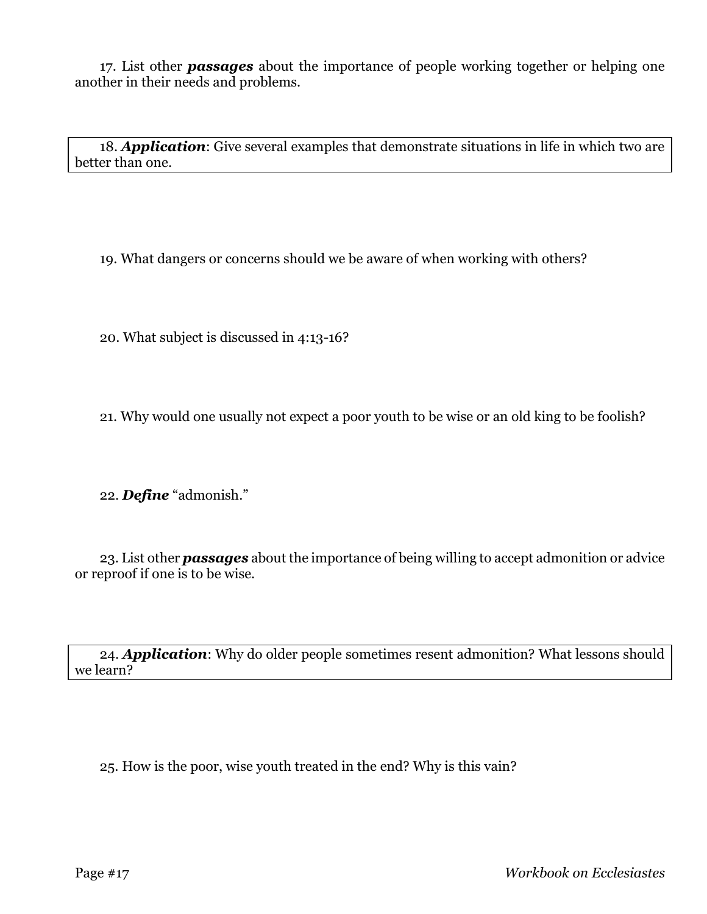17. List other ***passages*** about the importance of people working together or helping one another in their needs and problems.

18. ***Application***: Give several examples that demonstrate situations in life in which two are better than one.

19. What dangers or concerns should we be aware of when working with others?

20. What subject is discussed in 4:13-16?

21. Why would one usually not expect a poor youth to be wise or an old king to be foolish?

22. ***Define*** "admonish."

23. List other ***passages*** about the importance of being willing to accept admonition or advice or reproof if one is to be wise.

24. ***Application***: Why do older people sometimes resent admonition? What lessons should we learn?

25. How is the poor, wise youth treated in the end? Why is this vain?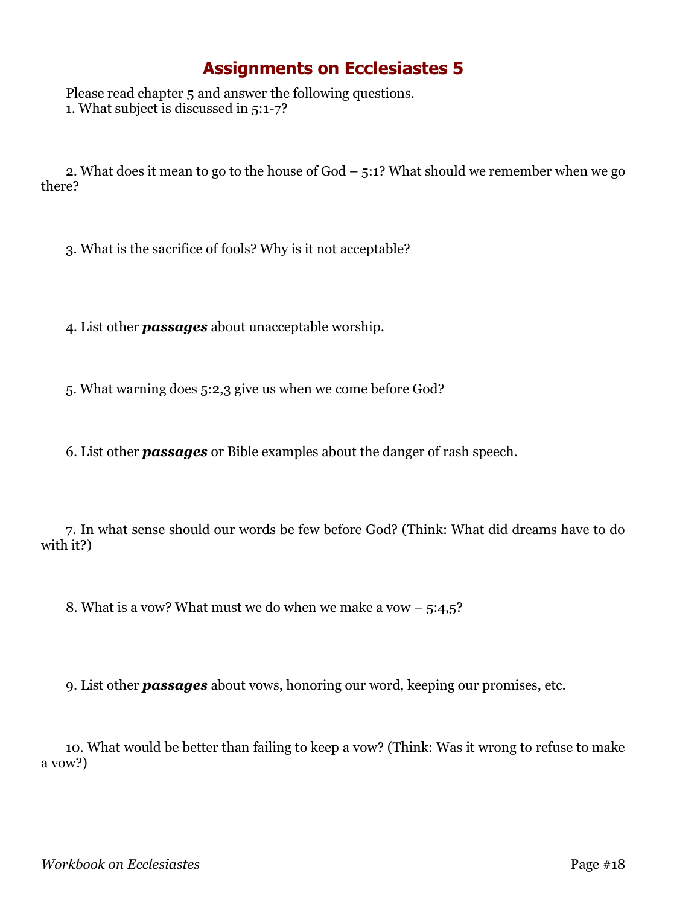# Assignments on Ecclesiastes 5

Please read chapter 5 and answer the following questions.

1. What subject is discussed in 5:1-7?

2. What does it mean to go to the house of God – 5:1? What should we remember when we go there?

3. What is the sacrifice of fools? Why is it not acceptable?

4. List other ***passages*** about unacceptable worship.

5. What warning does 5:2,3 give us when we come before God?

6. List other ***passages*** or Bible examples about the danger of rash speech.

7. In what sense should our words be few before God? (Think: What did dreams have to do with it?)

8. What is a vow? What must we do when we make a vow – 5:4,5?

9. List other ***passages*** about vows, honoring our word, keeping our promises, etc.

10. What would be better than failing to keep a vow? (Think: Was it wrong to refuse to make a vow?)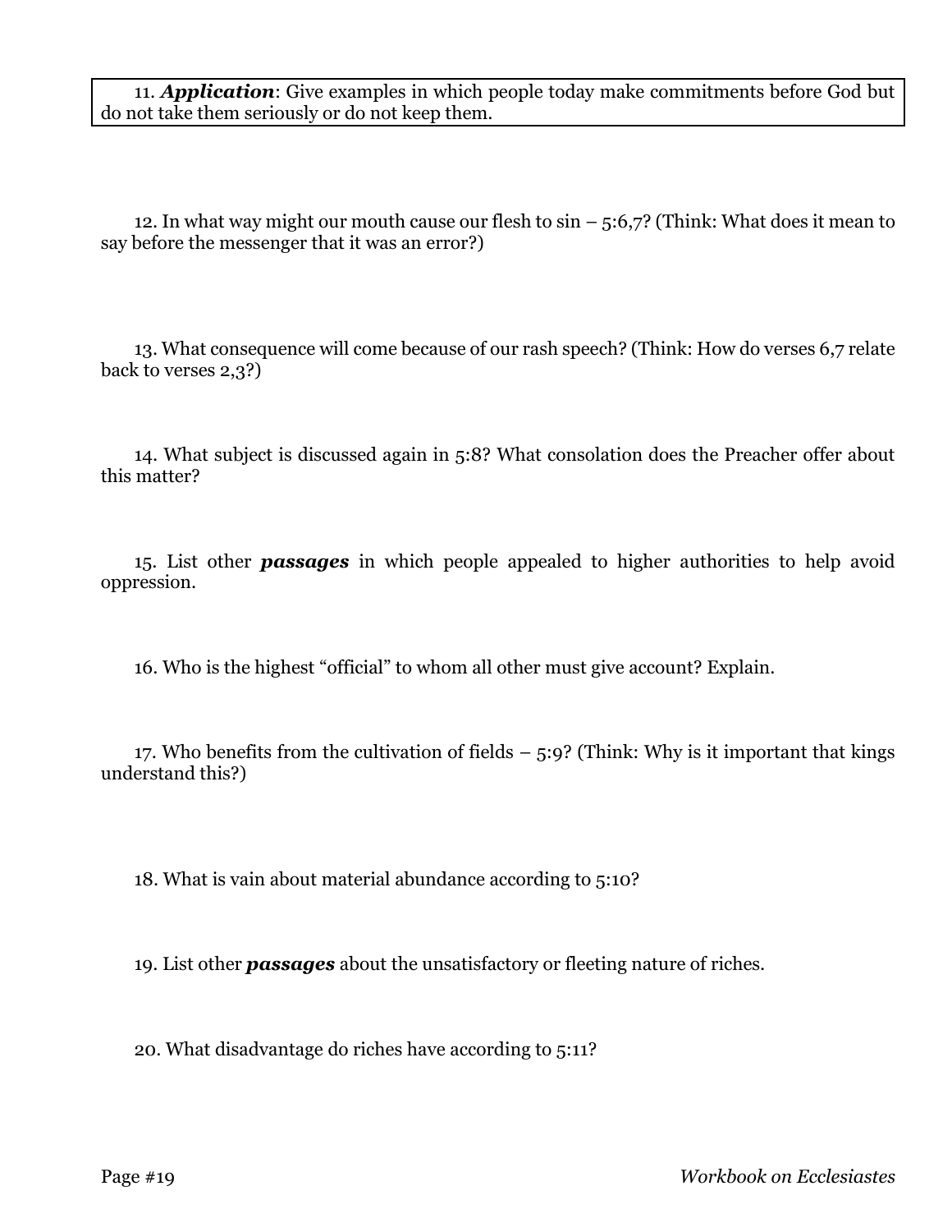11. ***Application***: Give examples in which people today make commitments before God but do not take them seriously or do not keep them.

12. In what way might our mouth cause our flesh to sin – 5:6,7? (Think: What does it mean to say before the messenger that it was an error?)

13. What consequence will come because of our rash speech? (Think: How do verses 6,7 relate back to verses 2,3?)

14. What subject is discussed again in 5:8? What consolation does the Preacher offer about this matter?

15. List other ***passages*** in which people appealed to higher authorities to help avoid oppression.

16. Who is the highest "official" to whom all other must give account? Explain.

17. Who benefits from the cultivation of fields – 5:9? (Think: Why is it important that kings understand this?)

18. What is vain about material abundance according to 5:10?

19. List other ***passages*** about the unsatisfactory or fleeting nature of riches.

20. What disadvantage do riches have according to 5:11?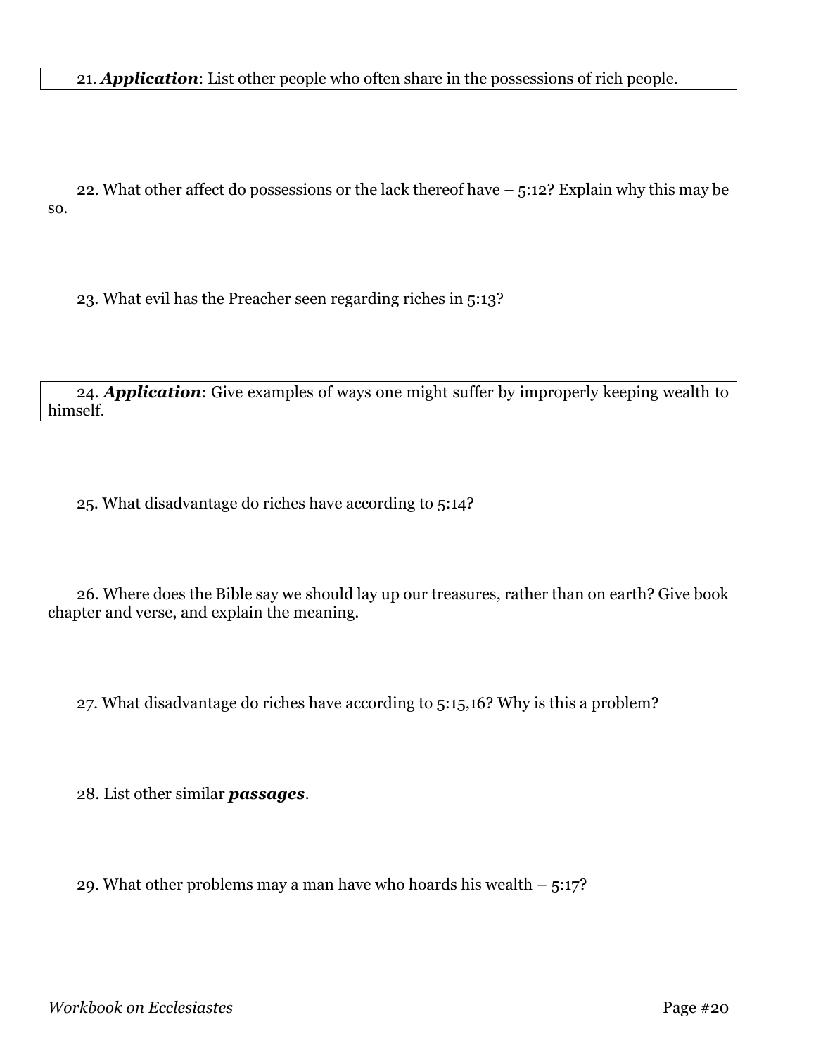21. ***Application***: List other people who often share in the possessions of rich people.

22. What other affect do possessions or the lack thereof have – 5:12? Explain why this may be so.

23. What evil has the Preacher seen regarding riches in 5:13?

24. ***Application***: Give examples of ways one might suffer by improperly keeping wealth to himself.

25. What disadvantage do riches have according to 5:14?

26. Where does the Bible say we should lay up our treasures, rather than on earth? Give book chapter and verse, and explain the meaning.

27. What disadvantage do riches have according to 5:15,16? Why is this a problem?

28. List other similar ***passages***.

29. What other problems may a man have who hoards his wealth – 5:17?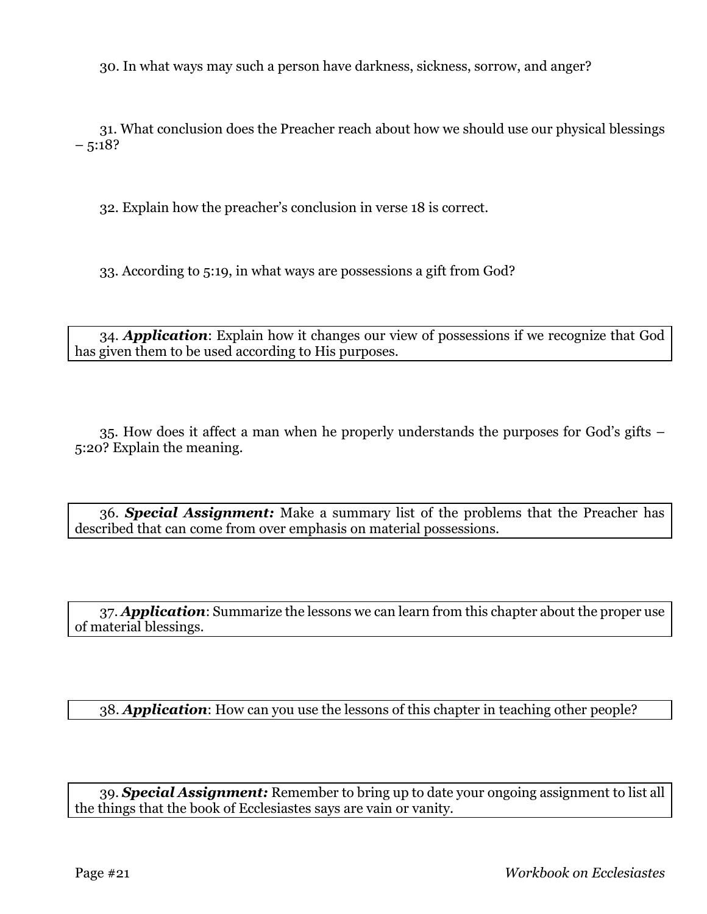30. In what ways may such a person have darkness, sickness, sorrow, and anger?

31. What conclusion does the Preacher reach about how we should use our physical blessings – 5:18?

32. Explain how the preacher's conclusion in verse 18 is correct.

33. According to 5:19, in what ways are possessions a gift from God?

34. ***Application***: Explain how it changes our view of possessions if we recognize that God has given them to be used according to His purposes.

35. How does it affect a man when he properly understands the purposes for God's gifts – 5:20? Explain the meaning.

36. ***Special Assignment:*** Make a summary list of the problems that the Preacher has described that can come from over emphasis on material possessions.

37. ***Application***: Summarize the lessons we can learn from this chapter about the proper use of material blessings.

38. ***Application***: How can you use the lessons of this chapter in teaching other people?

39. ***Special Assignment:*** Remember to bring up to date your ongoing assignment to list all the things that the book of Ecclesiastes says are vain or vanity.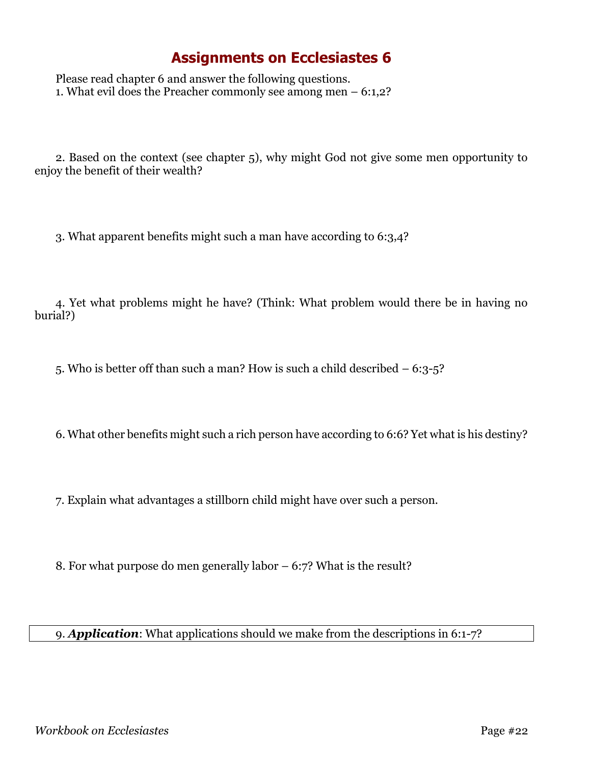# Assignments on Ecclesiastes 6

Please read chapter 6 and answer the following questions.

1. What evil does the Preacher commonly see among men – 6:1,2?

2. Based on the context (see chapter 5), why might God not give some men opportunity to enjoy the benefit of their wealth?

3. What apparent benefits might such a man have according to 6:3,4?

4. Yet what problems might he have? (Think: What problem would there be in having no burial?)

5. Who is better off than such a man? How is such a child described – 6:3-5?

6. What other benefits might such a rich person have according to 6:6? Yet what is his destiny?

7. Explain what advantages a stillborn child might have over such a person.

8. For what purpose do men generally labor – 6:7? What is the result?

9. ***Application***: What applications should we make from the descriptions in 6:1-7?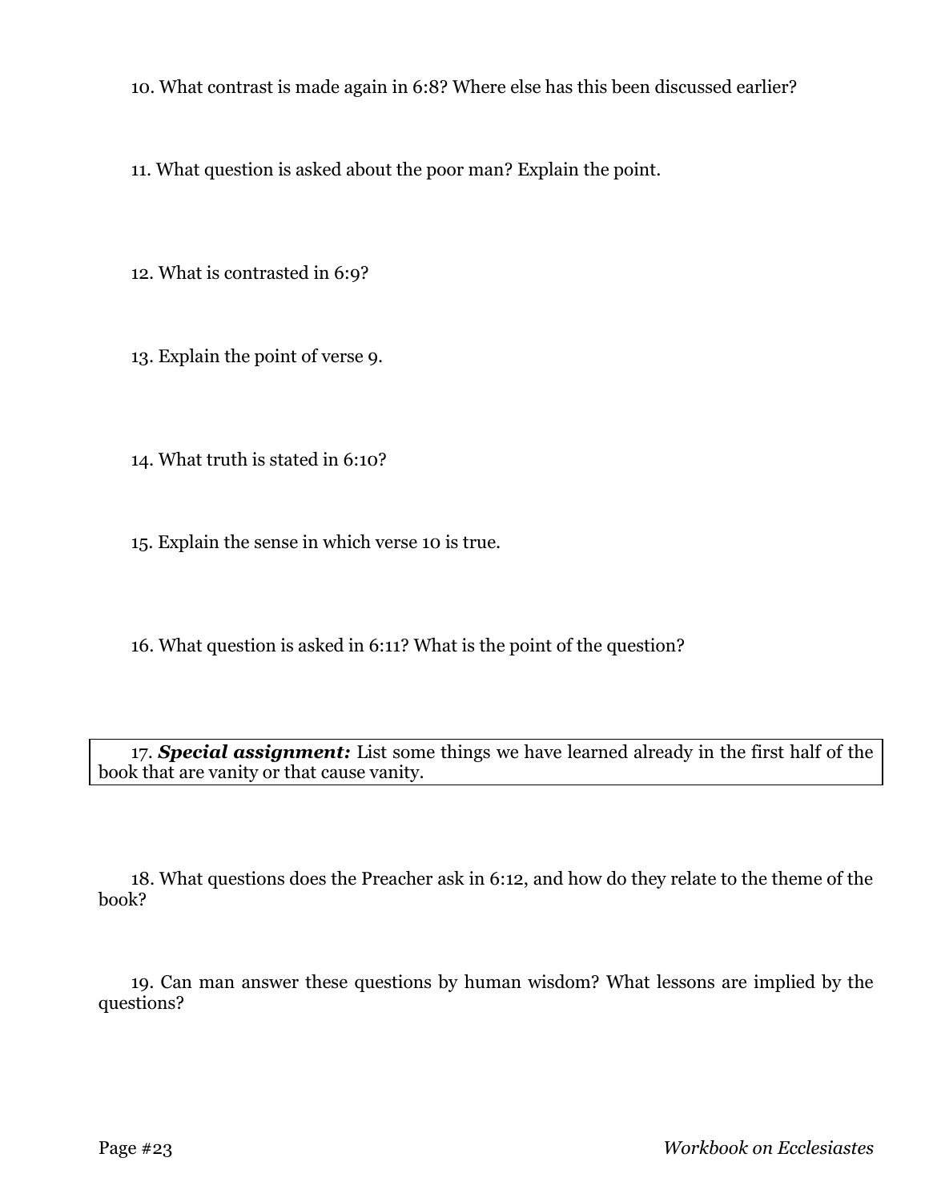10. What contrast is made again in 6:8? Where else has this been discussed earlier?

11. What question is asked about the poor man? Explain the point.

12. What is contrasted in 6:9?

13. Explain the point of verse 9.

14. What truth is stated in 6:10?

15. Explain the sense in which verse 10 is true.

16. What question is asked in 6:11? What is the point of the question?

17. ***Special assignment:*** List some things we have learned already in the first half of the book that are vanity or that cause vanity.

18. What questions does the Preacher ask in 6:12, and how do they relate to the theme of the book?

19. Can man answer these questions by human wisdom? What lessons are implied by the questions?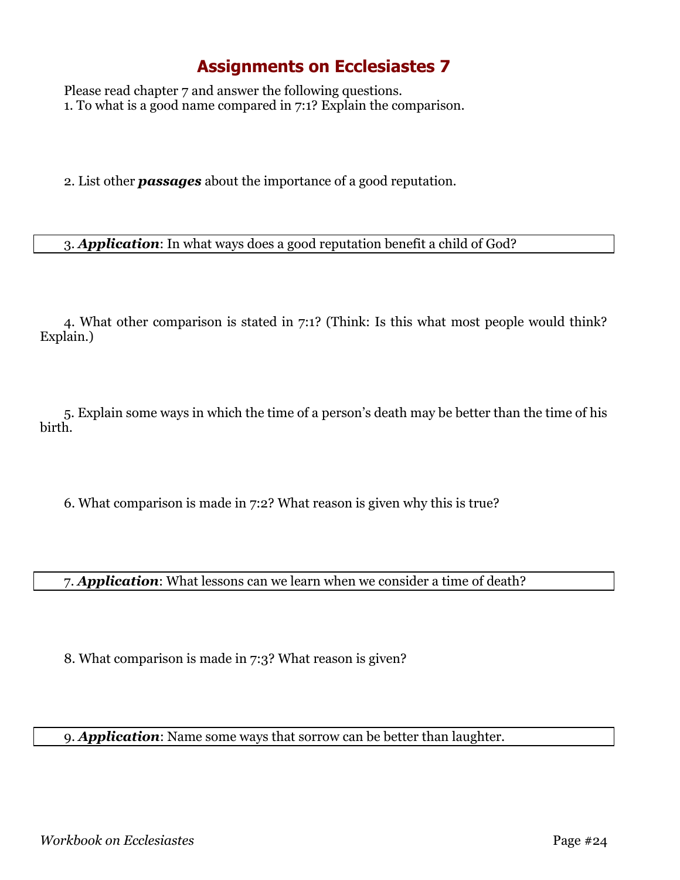# Assignments on Ecclesiastes 7

Please read chapter 7 and answer the following questions.

1. To what is a good name compared in 7:1? Explain the comparison.

2. List other ***passages*** about the importance of a good reputation.

3. ***Application***: In what ways does a good reputation benefit a child of God?

4. What other comparison is stated in 7:1? (Think: Is this what most people would think? Explain.)

5. Explain some ways in which the time of a person's death may be better than the time of his birth.

6. What comparison is made in 7:2? What reason is given why this is true?

7. ***Application***: What lessons can we learn when we consider a time of death?

8. What comparison is made in 7:3? What reason is given?

9. ***Application***: Name some ways that sorrow can be better than laughter.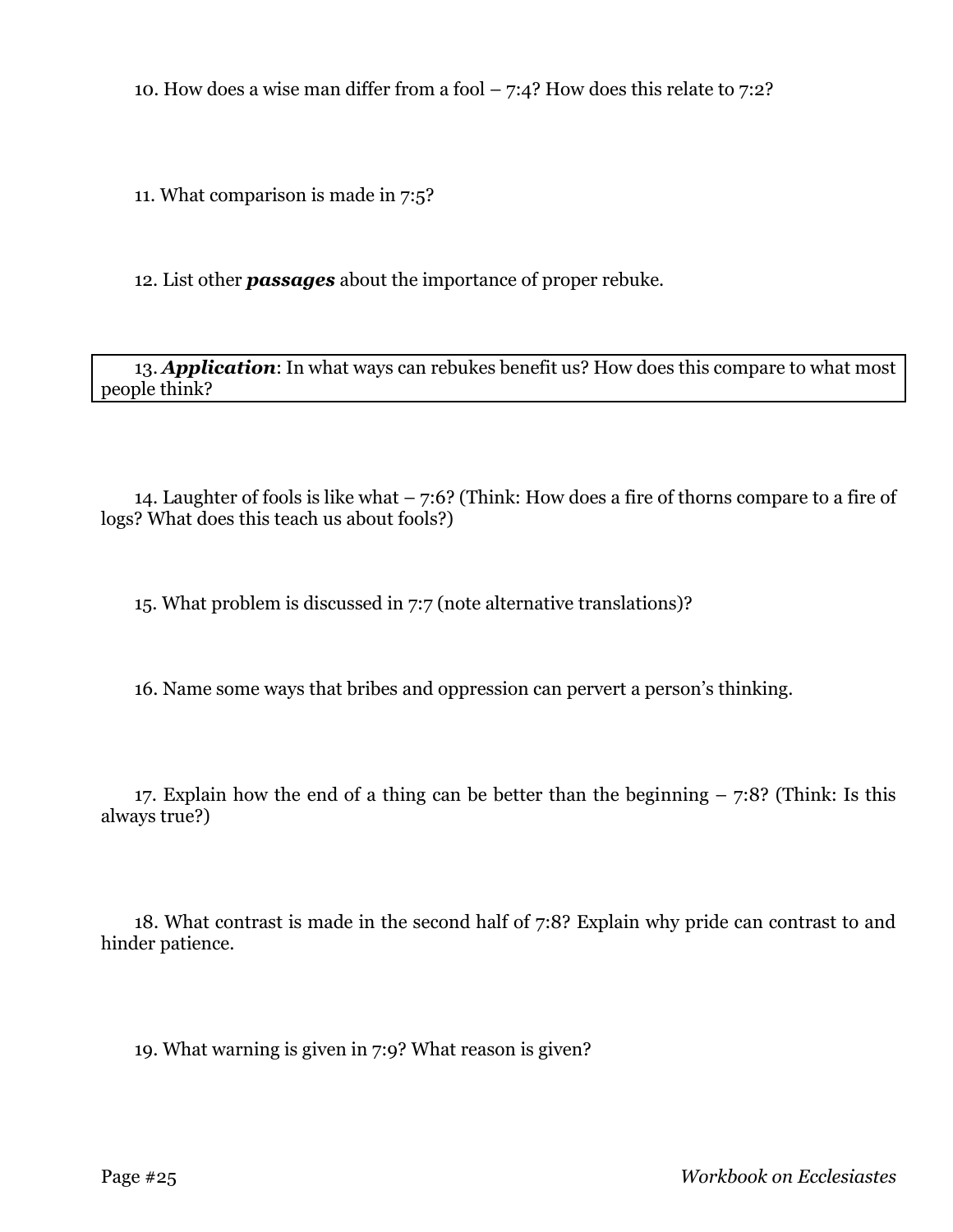10. How does a wise man differ from a fool – 7:4? How does this relate to 7:2?

11. What comparison is made in 7:5?

12. List other ***passages*** about the importance of proper rebuke.

13. ***Application***: In what ways can rebukes benefit us? How does this compare to what most people think?

14. Laughter of fools is like what – 7:6? (Think: How does a fire of thorns compare to a fire of logs? What does this teach us about fools?)

15. What problem is discussed in 7:7 (note alternative translations)?

16. Name some ways that bribes and oppression can pervert a person's thinking.

17. Explain how the end of a thing can be better than the beginning – 7:8? (Think: Is this always true?)

18. What contrast is made in the second half of 7:8? Explain why pride can contrast to and hinder patience.

19. What warning is given in 7:9? What reason is given?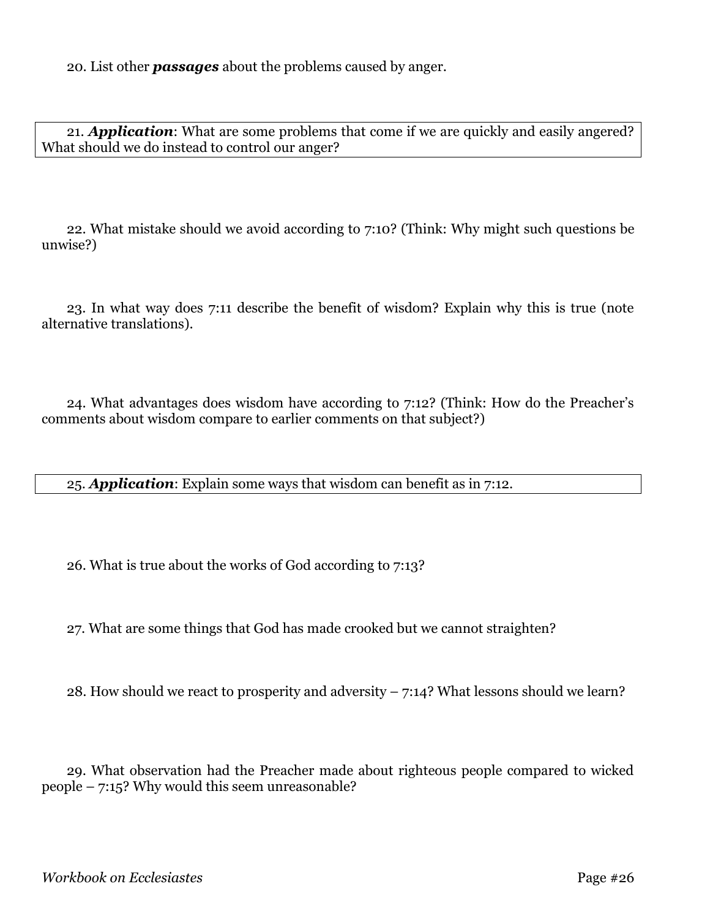20. List other ***passages*** about the problems caused by anger.

21. ***Application***: What are some problems that come if we are quickly and easily angered? What should we do instead to control our anger?

22. What mistake should we avoid according to 7:10? (Think: Why might such questions be unwise?)

23. In what way does 7:11 describe the benefit of wisdom? Explain why this is true (note alternative translations).

24. What advantages does wisdom have according to 7:12? (Think: How do the Preacher's comments about wisdom compare to earlier comments on that subject?)

25. ***Application***: Explain some ways that wisdom can benefit as in 7:12.

26. What is true about the works of God according to 7:13?

27. What are some things that God has made crooked but we cannot straighten?

28. How should we react to prosperity and adversity – 7:14? What lessons should we learn?

29. What observation had the Preacher made about righteous people compared to wicked people – 7:15? Why would this seem unreasonable?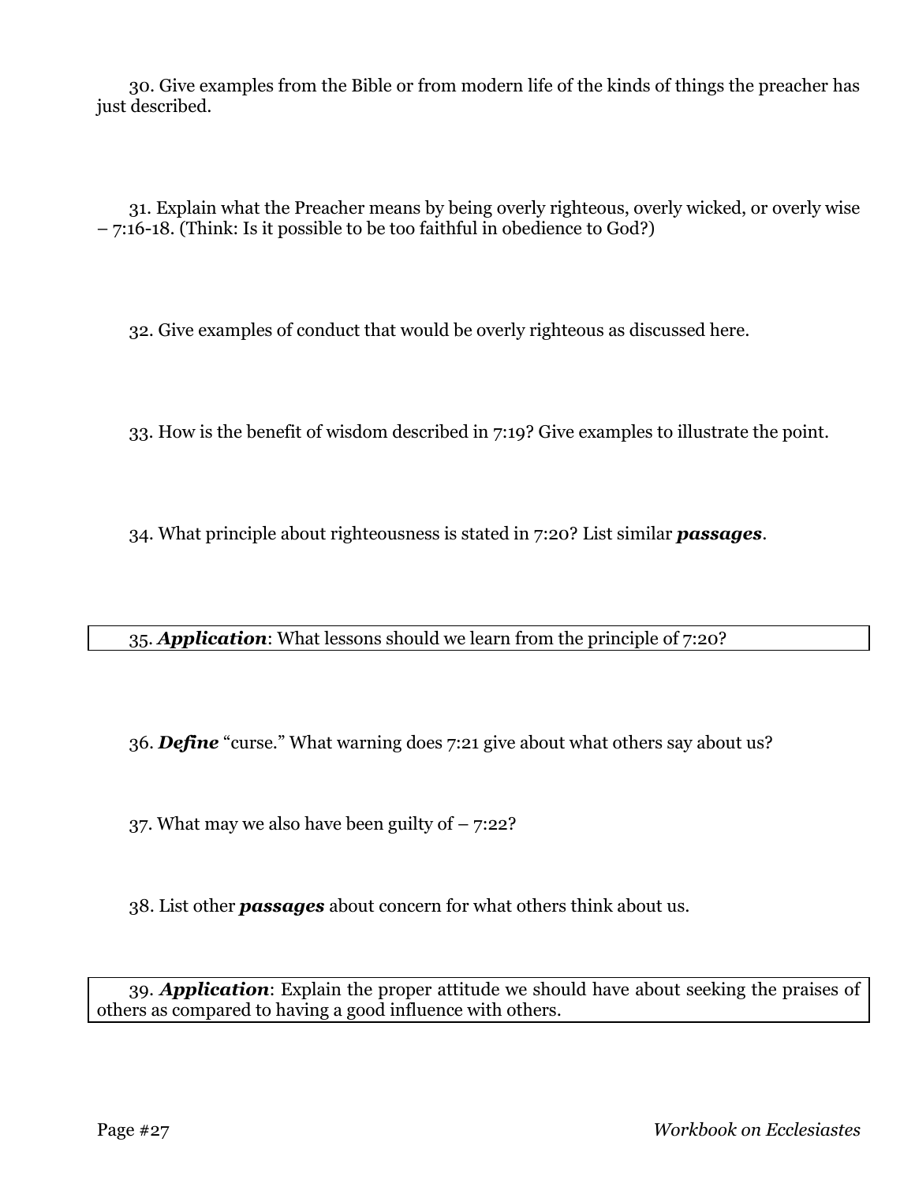30. Give examples from the Bible or from modern life of the kinds of things the preacher has just described.

31. Explain what the Preacher means by being overly righteous, overly wicked, or overly wise – 7:16-18. (Think: Is it possible to be too faithful in obedience to God?)

32. Give examples of conduct that would be overly righteous as discussed here.

33. How is the benefit of wisdom described in 7:19? Give examples to illustrate the point.

34. What principle about righteousness is stated in 7:20? List similar ***passages***.

35. ***Application***: What lessons should we learn from the principle of 7:20?

36. ***Define*** "curse." What warning does 7:21 give about what others say about us?

37. What may we also have been guilty of – 7:22?

38. List other ***passages*** about concern for what others think about us.

39. ***Application***: Explain the proper attitude we should have about seeking the praises of others as compared to having a good influence with others.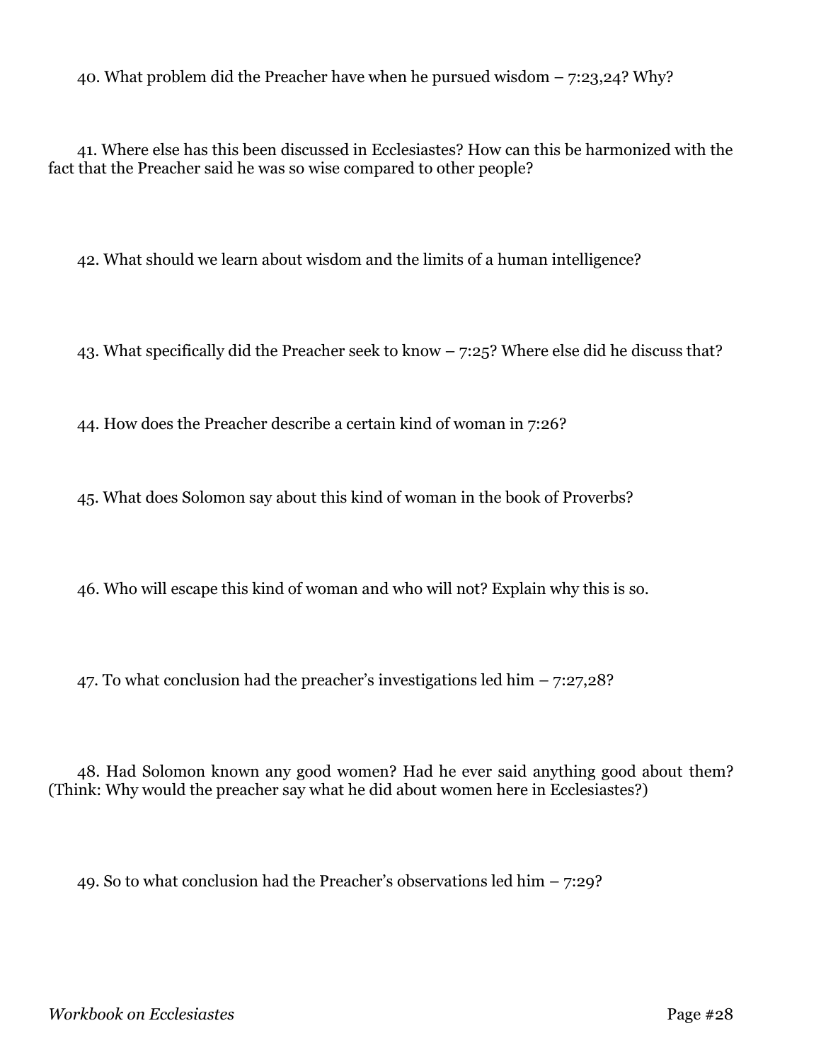40. What problem did the Preacher have when he pursued wisdom – 7:23,24? Why?

41. Where else has this been discussed in Ecclesiastes? How can this be harmonized with the fact that the Preacher said he was so wise compared to other people?

42. What should we learn about wisdom and the limits of a human intelligence?

43. What specifically did the Preacher seek to know – 7:25? Where else did he discuss that?

44. How does the Preacher describe a certain kind of woman in 7:26?

45. What does Solomon say about this kind of woman in the book of Proverbs?

46. Who will escape this kind of woman and who will not? Explain why this is so.

47. To what conclusion had the preacher's investigations led him – 7:27,28?

48. Had Solomon known any good women? Had he ever said anything good about them? (Think: Why would the preacher say what he did about women here in Ecclesiastes?)

49. So to what conclusion had the Preacher's observations led him – 7:29?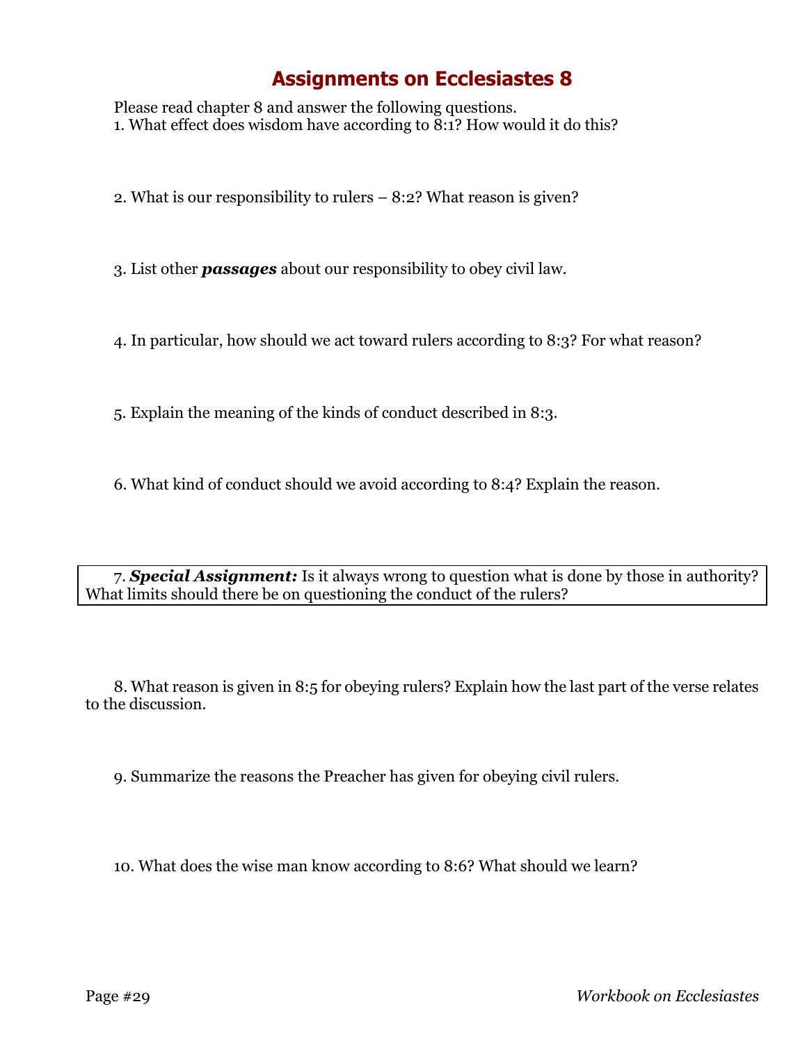# Assignments on Ecclesiastes 8

Please read chapter 8 and answer the following questions.

1. What effect does wisdom have according to 8:1? How would it do this?

2. What is our responsibility to rulers – 8:2? What reason is given?

3. List other ***passages*** about our responsibility to obey civil law.

4. In particular, how should we act toward rulers according to 8:3? For what reason?

5. Explain the meaning of the kinds of conduct described in 8:3.

6. What kind of conduct should we avoid according to 8:4? Explain the reason.

7. ***Special Assignment:*** Is it always wrong to question what is done by those in authority? What limits should there be on questioning the conduct of the rulers?

8. What reason is given in 8:5 for obeying rulers? Explain how the last part of the verse relates to the discussion.

9. Summarize the reasons the Preacher has given for obeying civil rulers.

10. What does the wise man know according to 8:6? What should we learn?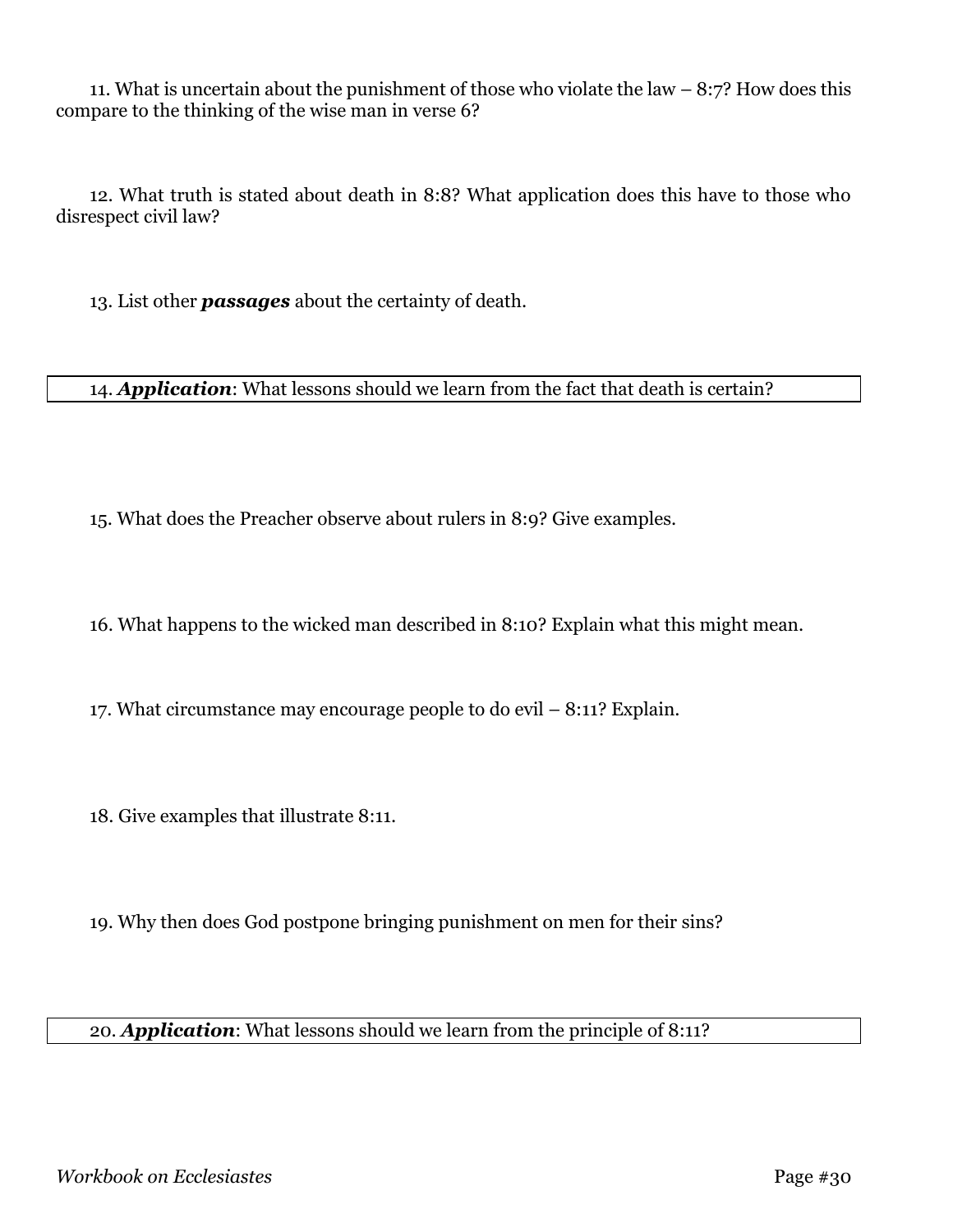11. What is uncertain about the punishment of those who violate the law – 8:7? How does this compare to the thinking of the wise man in verse 6?

12. What truth is stated about death in 8:8? What application does this have to those who disrespect civil law?

13. List other ***passages*** about the certainty of death.

14. ***Application***: What lessons should we learn from the fact that death is certain?

15. What does the Preacher observe about rulers in 8:9? Give examples.

16. What happens to the wicked man described in 8:10? Explain what this might mean.

17. What circumstance may encourage people to do evil – 8:11? Explain.

18. Give examples that illustrate 8:11.

19. Why then does God postpone bringing punishment on men for their sins?

20. ***Application***: What lessons should we learn from the principle of 8:11?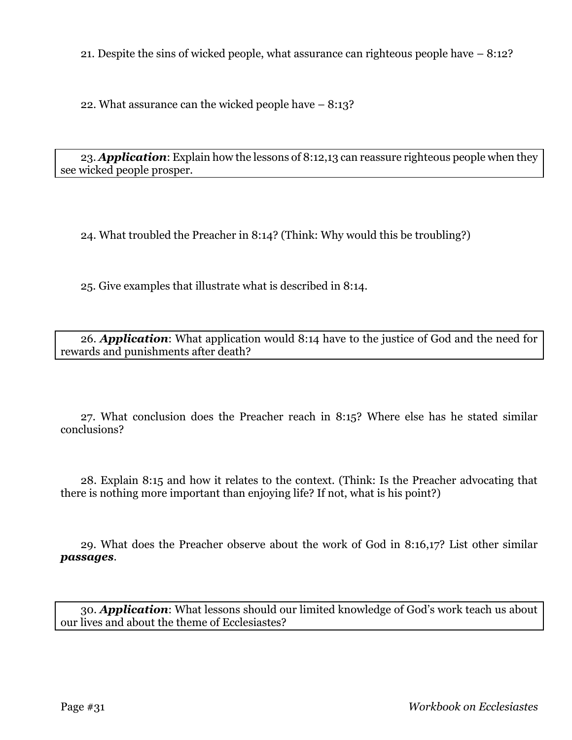21. Despite the sins of wicked people, what assurance can righteous people have – 8:12?

22. What assurance can the wicked people have – 8:13?

23. ***Application***: Explain how the lessons of 8:12,13 can reassure righteous people when they see wicked people prosper.

24. What troubled the Preacher in 8:14? (Think: Why would this be troubling?)

25. Give examples that illustrate what is described in 8:14.

26. ***Application***: What application would 8:14 have to the justice of God and the need for rewards and punishments after death?

27. What conclusion does the Preacher reach in 8:15? Where else has he stated similar conclusions?

28. Explain 8:15 and how it relates to the context. (Think: Is the Preacher advocating that there is nothing more important than enjoying life? If not, what is his point?)

29. What does the Preacher observe about the work of God in 8:16,17? List other similar ***passages***.

30. ***Application***: What lessons should our limited knowledge of God's work teach us about our lives and about the theme of Ecclesiastes?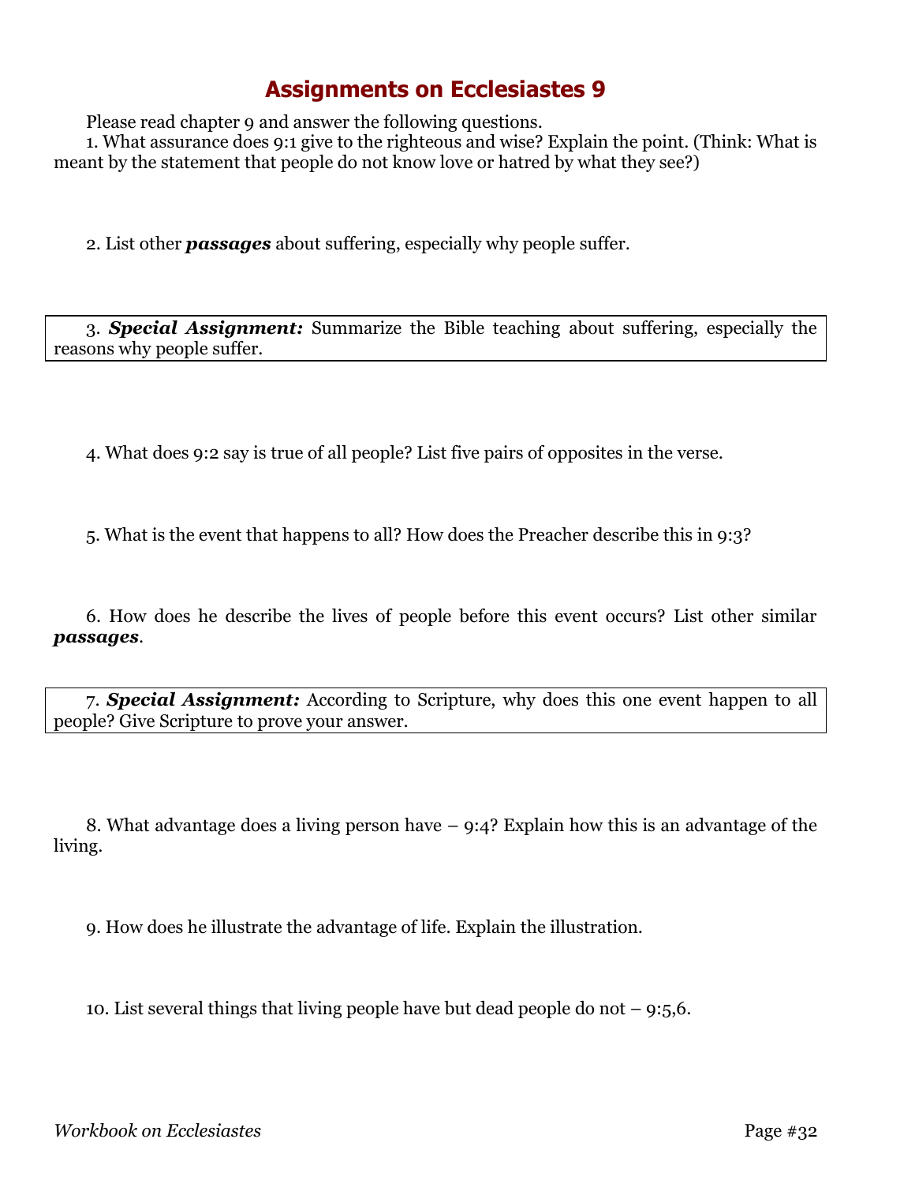# Assignments on Ecclesiastes 9

Please read chapter 9 and answer the following questions.

1. What assurance does 9:1 give to the righteous and wise? Explain the point. (Think: What is meant by the statement that people do not know love or hatred by what they see?)

2. List other ***passages*** about suffering, especially why people suffer.

3. ***Special Assignment:*** Summarize the Bible teaching about suffering, especially the reasons why people suffer.

4. What does 9:2 say is true of all people? List five pairs of opposites in the verse.

5. What is the event that happens to all? How does the Preacher describe this in 9:3?

6. How does he describe the lives of people before this event occurs? List other similar ***passages***.

7. ***Special Assignment:*** According to Scripture, why does this one event happen to all people? Give Scripture to prove your answer.

8. What advantage does a living person have – 9:4? Explain how this is an advantage of the living.

9. How does he illustrate the advantage of life. Explain the illustration.

10. List several things that living people have but dead people do not – 9:5,6.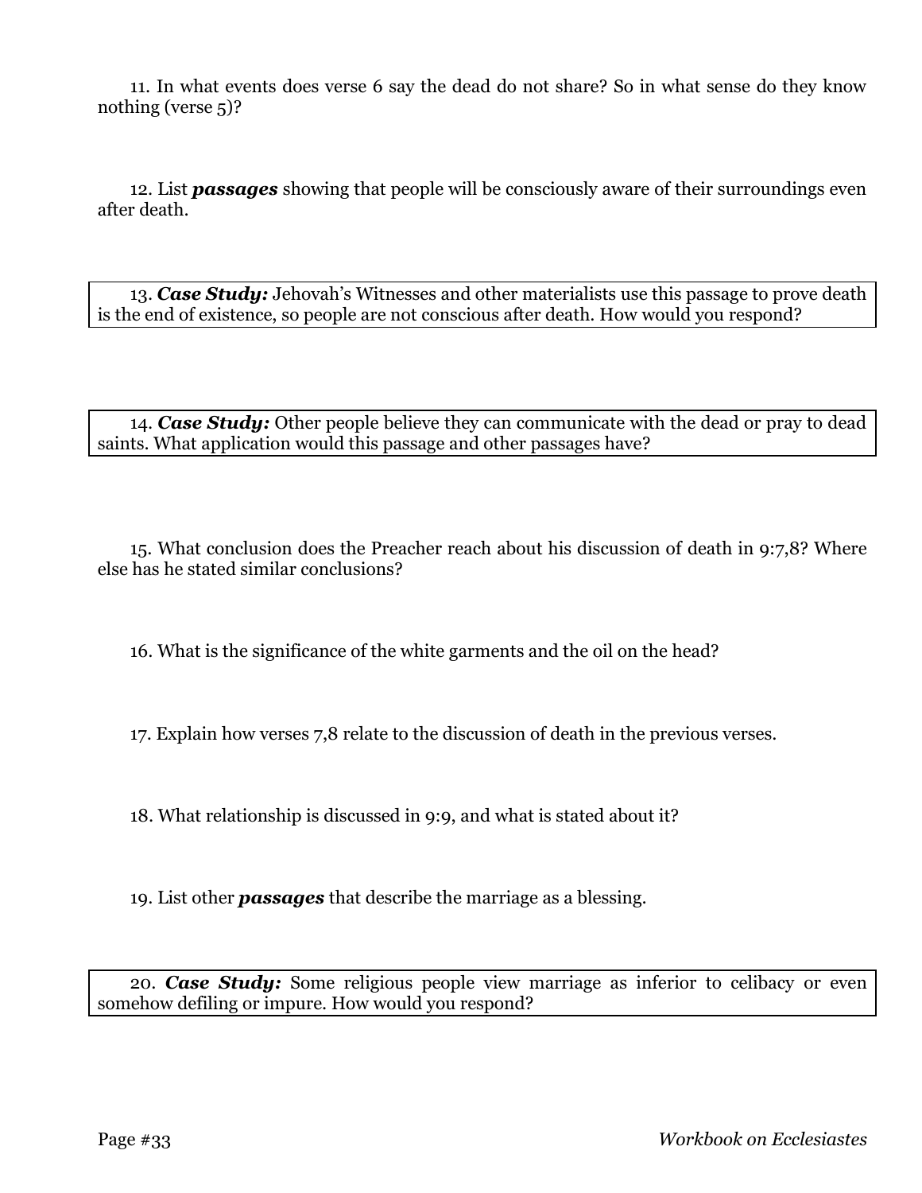11. In what events does verse 6 say the dead do not share? So in what sense do they know nothing (verse 5)?

12. List ***passages*** showing that people will be consciously aware of their surroundings even after death.

13. ***Case Study:*** Jehovah's Witnesses and other materialists use this passage to prove death is the end of existence, so people are not conscious after death. How would you respond?

14. ***Case Study:*** Other people believe they can communicate with the dead or pray to dead saints. What application would this passage and other passages have?

15. What conclusion does the Preacher reach about his discussion of death in 9:7,8? Where else has he stated similar conclusions?

16. What is the significance of the white garments and the oil on the head?

17. Explain how verses 7,8 relate to the discussion of death in the previous verses.

18. What relationship is discussed in 9:9, and what is stated about it?

19. List other ***passages*** that describe the marriage as a blessing.

20. ***Case Study:*** Some religious people view marriage as inferior to celibacy or even somehow defiling or impure. How would you respond?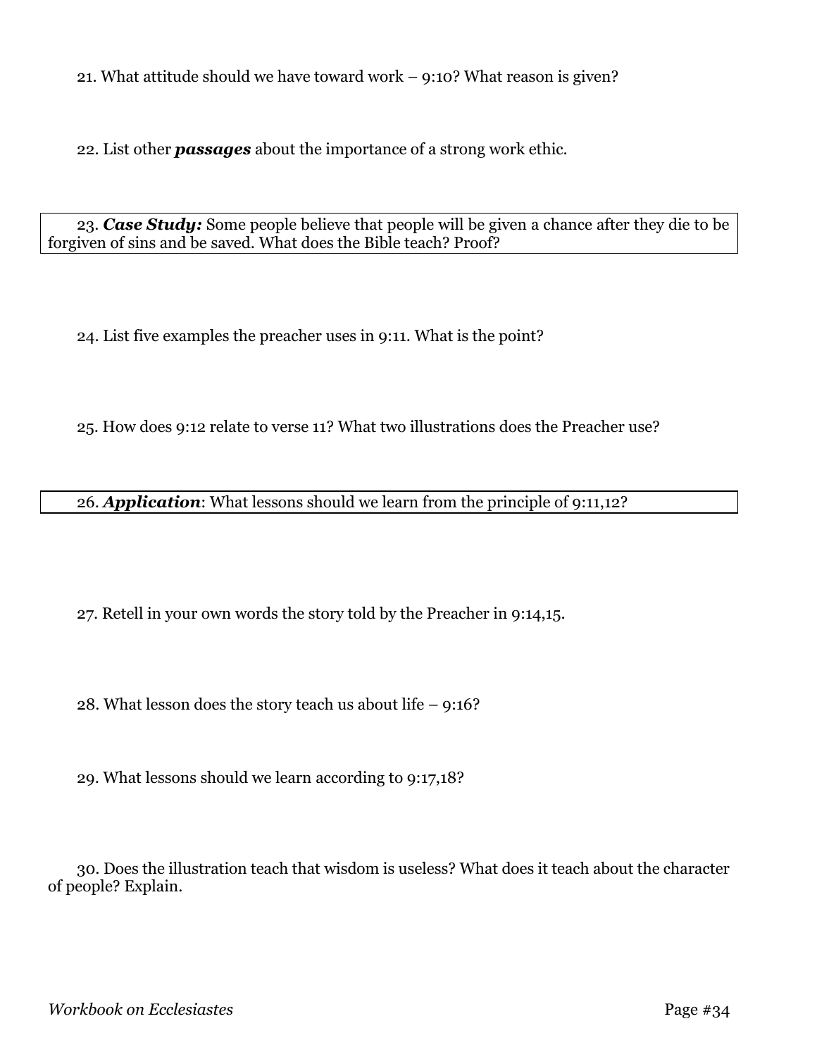21. What attitude should we have toward work – 9:10? What reason is given?

22. List other ***passages*** about the importance of a strong work ethic.

23. ***Case Study:*** Some people believe that people will be given a chance after they die to be forgiven of sins and be saved. What does the Bible teach? Proof?

24. List five examples the preacher uses in 9:11. What is the point?

25. How does 9:12 relate to verse 11? What two illustrations does the Preacher use?

26. ***Application***: What lessons should we learn from the principle of 9:11,12?

27. Retell in your own words the story told by the Preacher in 9:14,15.

28. What lesson does the story teach us about life – 9:16?

29. What lessons should we learn according to 9:17,18?

30. Does the illustration teach that wisdom is useless? What does it teach about the character of people? Explain.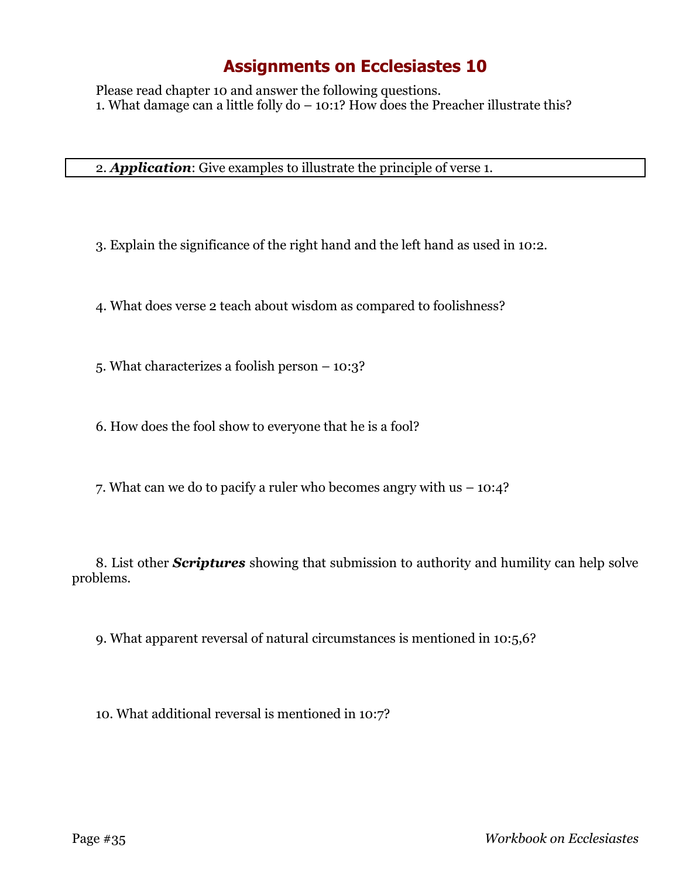# Assignments on Ecclesiastes 10

Please read chapter 10 and answer the following questions.

1. What damage can a little folly do – 10:1? How does the Preacher illustrate this?

2. ***Application***: Give examples to illustrate the principle of verse 1.

3. Explain the significance of the right hand and the left hand as used in 10:2.

4. What does verse 2 teach about wisdom as compared to foolishness?

5. What characterizes a foolish person – 10:3?

6. How does the fool show to everyone that he is a fool?

7. What can we do to pacify a ruler who becomes angry with us – 10:4?

8. List other ***Scriptures*** showing that submission to authority and humility can help solve problems.

9. What apparent reversal of natural circumstances is mentioned in 10:5,6?

10. What additional reversal is mentioned in 10:7?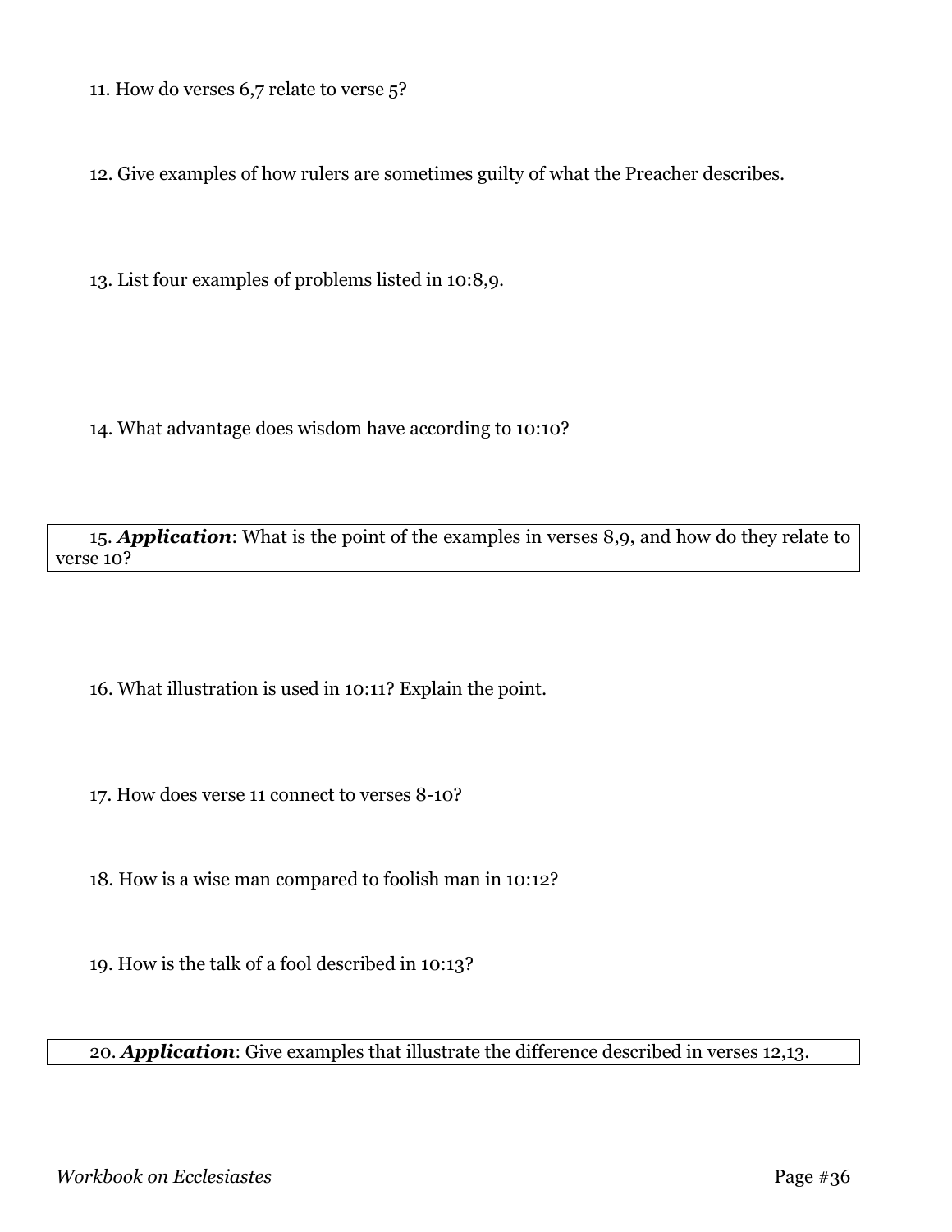11. How do verses 6,7 relate to verse 5?

12. Give examples of how rulers are sometimes guilty of what the Preacher describes.

13. List four examples of problems listed in 10:8,9.

14. What advantage does wisdom have according to 10:10?

15. ***Application***: What is the point of the examples in verses 8,9, and how do they relate to verse 10?

16. What illustration is used in 10:11? Explain the point.

17. How does verse 11 connect to verses 8-10?

18. How is a wise man compared to foolish man in 10:12?

19. How is the talk of a fool described in 10:13?

20. ***Application***: Give examples that illustrate the difference described in verses 12,13.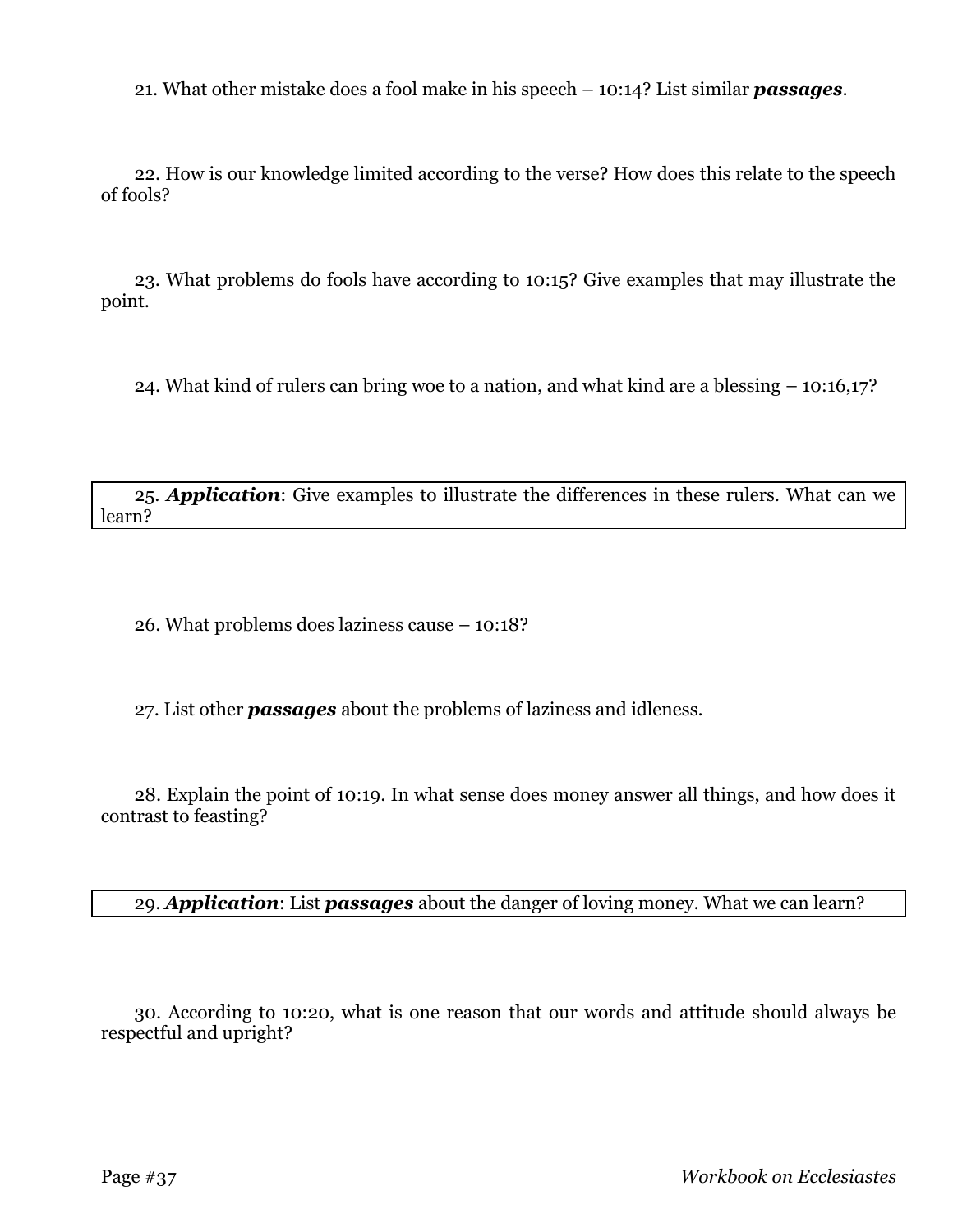21. What other mistake does a fool make in his speech – 10:14? List similar ***passages***.

22. How is our knowledge limited according to the verse? How does this relate to the speech of fools?

23. What problems do fools have according to 10:15? Give examples that may illustrate the point.

24. What kind of rulers can bring woe to a nation, and what kind are a blessing – 10:16,17?

25. ***Application***: Give examples to illustrate the differences in these rulers. What can we learn?

26. What problems does laziness cause – 10:18?

27. List other ***passages*** about the problems of laziness and idleness.

28. Explain the point of 10:19. In what sense does money answer all things, and how does it contrast to feasting?

29. ***Application***: List ***passages*** about the danger of loving money. What we can learn?

30. According to 10:20, what is one reason that our words and attitude should always be respectful and upright?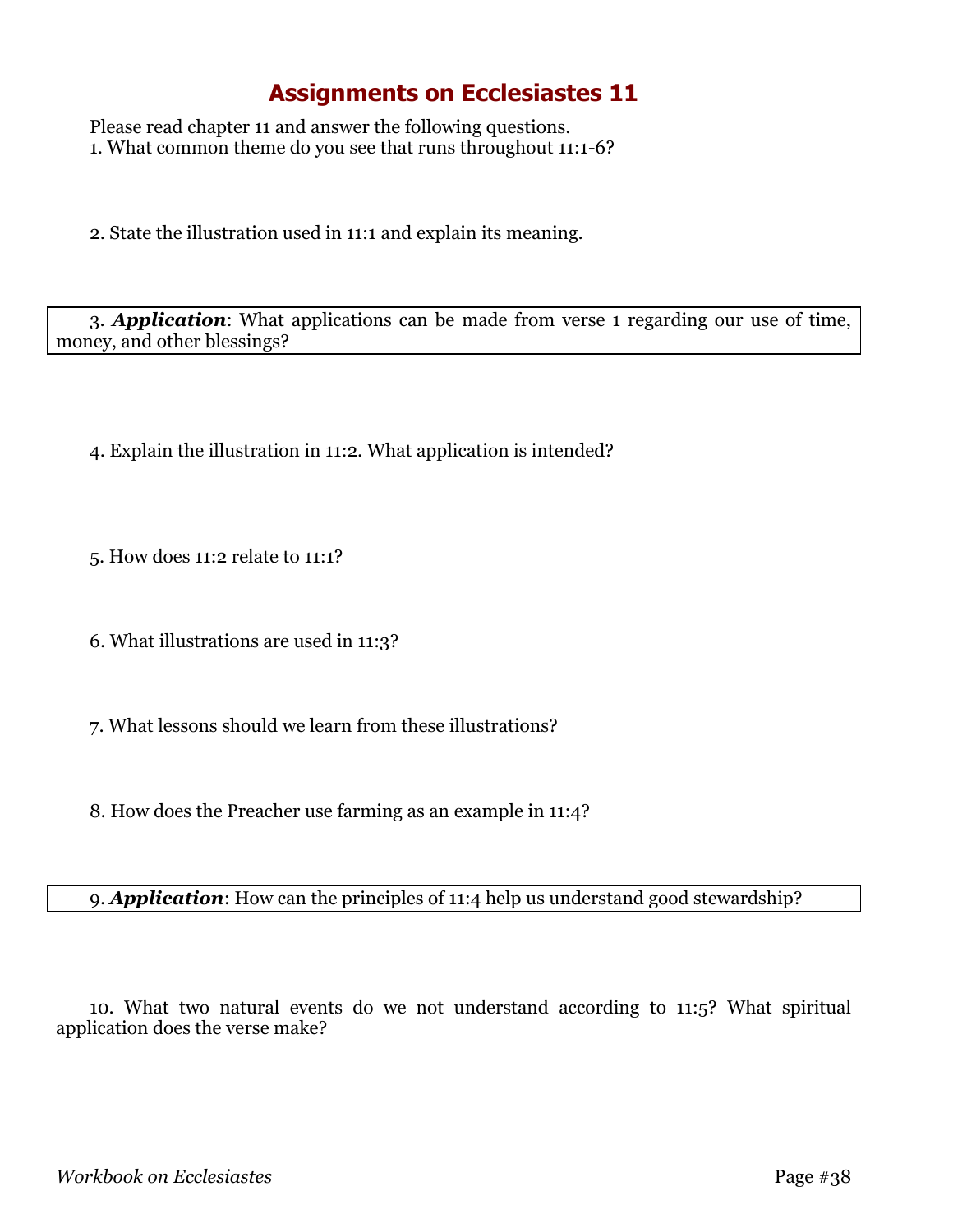# Assignments on Ecclesiastes 11

Please read chapter 11 and answer the following questions.

1. What common theme do you see that runs throughout 11:1-6?

2. State the illustration used in 11:1 and explain its meaning.

3. ***Application***: What applications can be made from verse 1 regarding our use of time, money, and other blessings?

4. Explain the illustration in 11:2. What application is intended?

5. How does 11:2 relate to 11:1?

6. What illustrations are used in 11:3?

7. What lessons should we learn from these illustrations?

8. How does the Preacher use farming as an example in 11:4?

9. ***Application***: How can the principles of 11:4 help us understand good stewardship?

10. What two natural events do we not understand according to 11:5? What spiritual application does the verse make?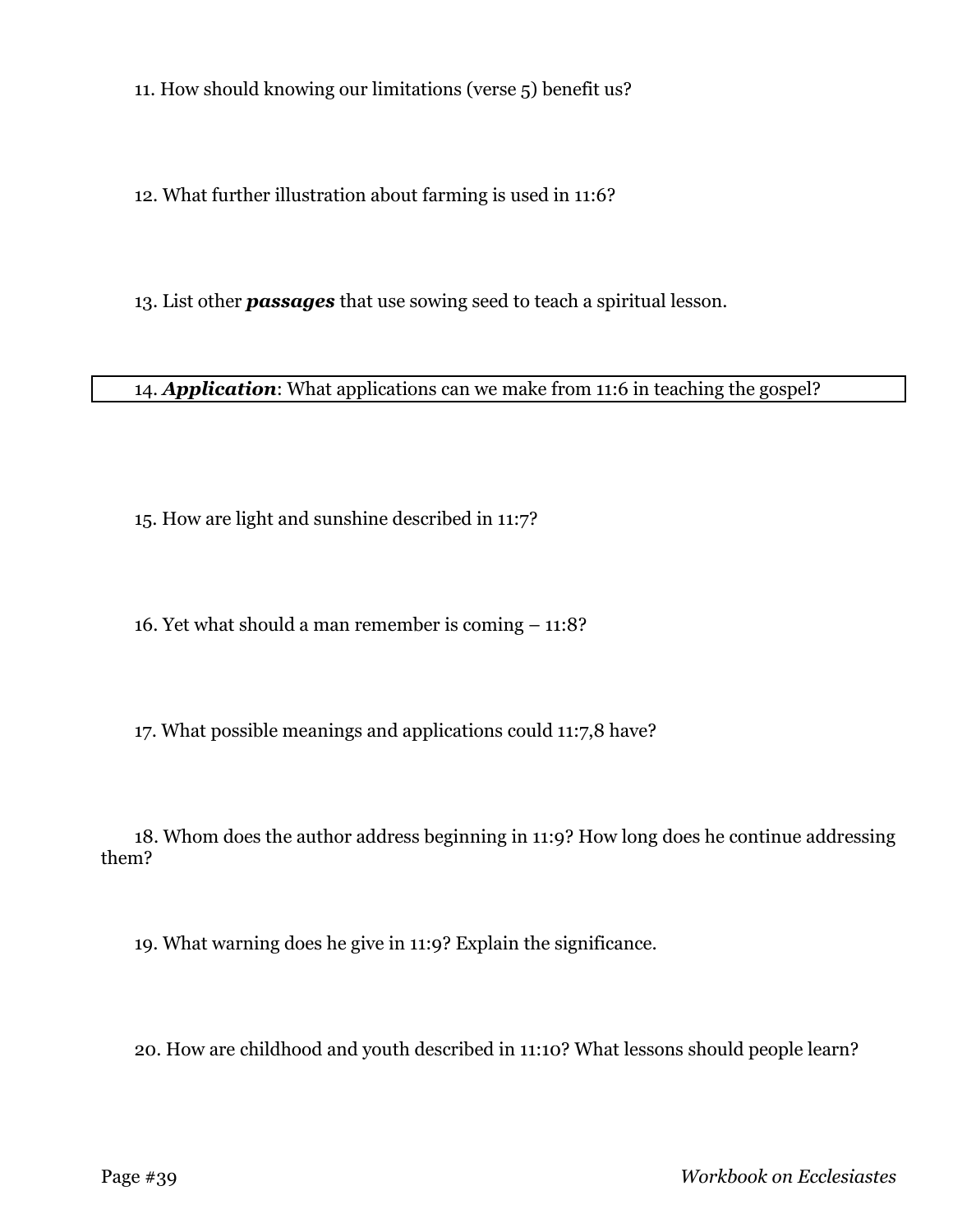11. How should knowing our limitations (verse 5) benefit us?

12. What further illustration about farming is used in 11:6?

13. List other ***passages*** that use sowing seed to teach a spiritual lesson.

14. ***Application***: What applications can we make from 11:6 in teaching the gospel?

15. How are light and sunshine described in 11:7?

16. Yet what should a man remember is coming – 11:8?

17. What possible meanings and applications could 11:7,8 have?

18. Whom does the author address beginning in 11:9? How long does he continue addressing them?

19. What warning does he give in 11:9? Explain the significance.

20. How are childhood and youth described in 11:10? What lessons should people learn?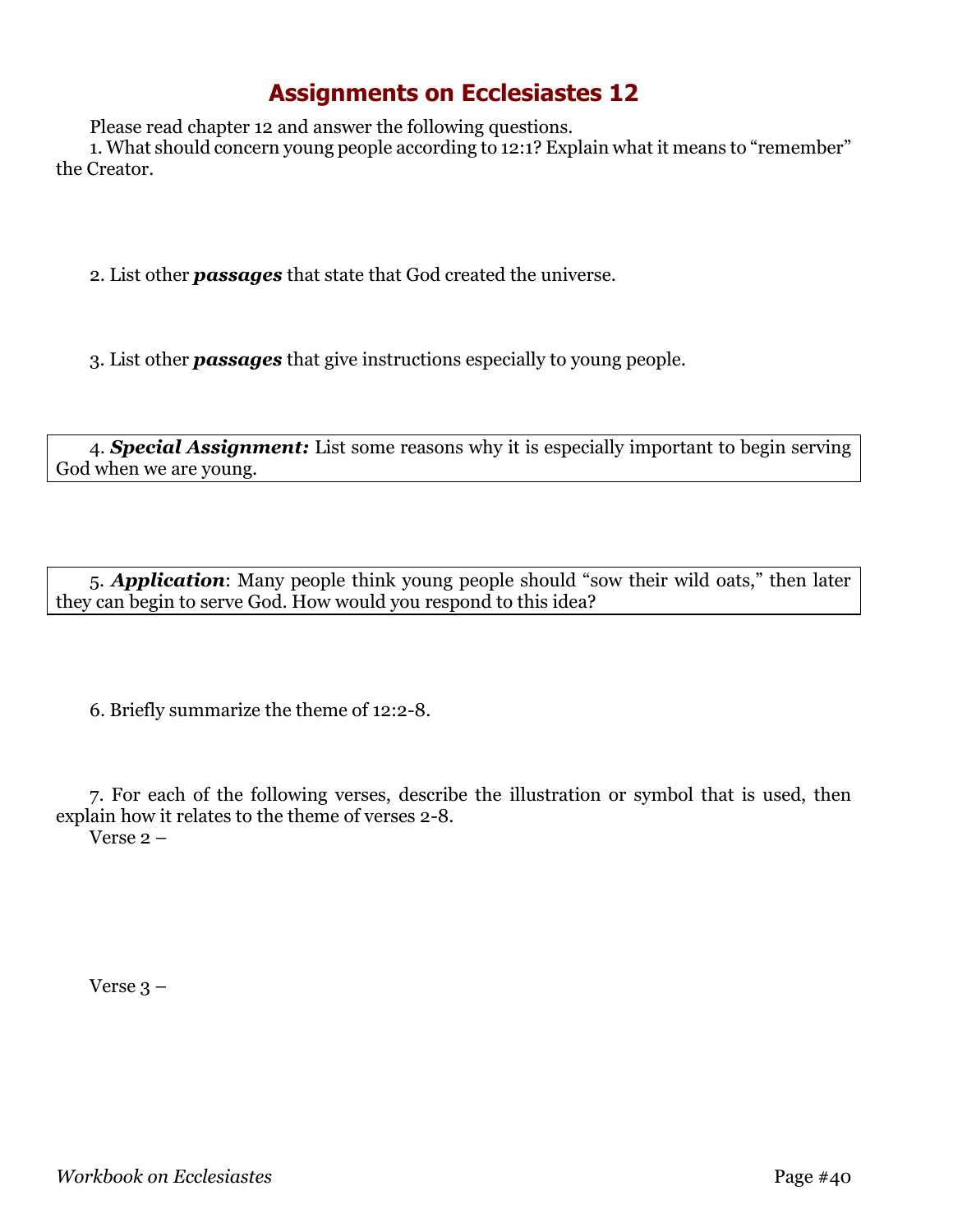# Assignments on Ecclesiastes 12

Please read chapter 12 and answer the following questions.

1. What should concern young people according to 12:1? Explain what it means to "remember" the Creator.

2. List other ***passages*** that state that God created the universe.

3. List other ***passages*** that give instructions especially to young people.

4. ***Special Assignment:*** List some reasons why it is especially important to begin serving God when we are young.

5. ***Application***: Many people think young people should "sow their wild oats," then later they can begin to serve God. How would you respond to this idea?

6. Briefly summarize the theme of 12:2-8.

7. For each of the following verses, describe the illustration or symbol that is used, then explain how it relates to the theme of verses 2-8.

Verse 2 –

Verse 3 –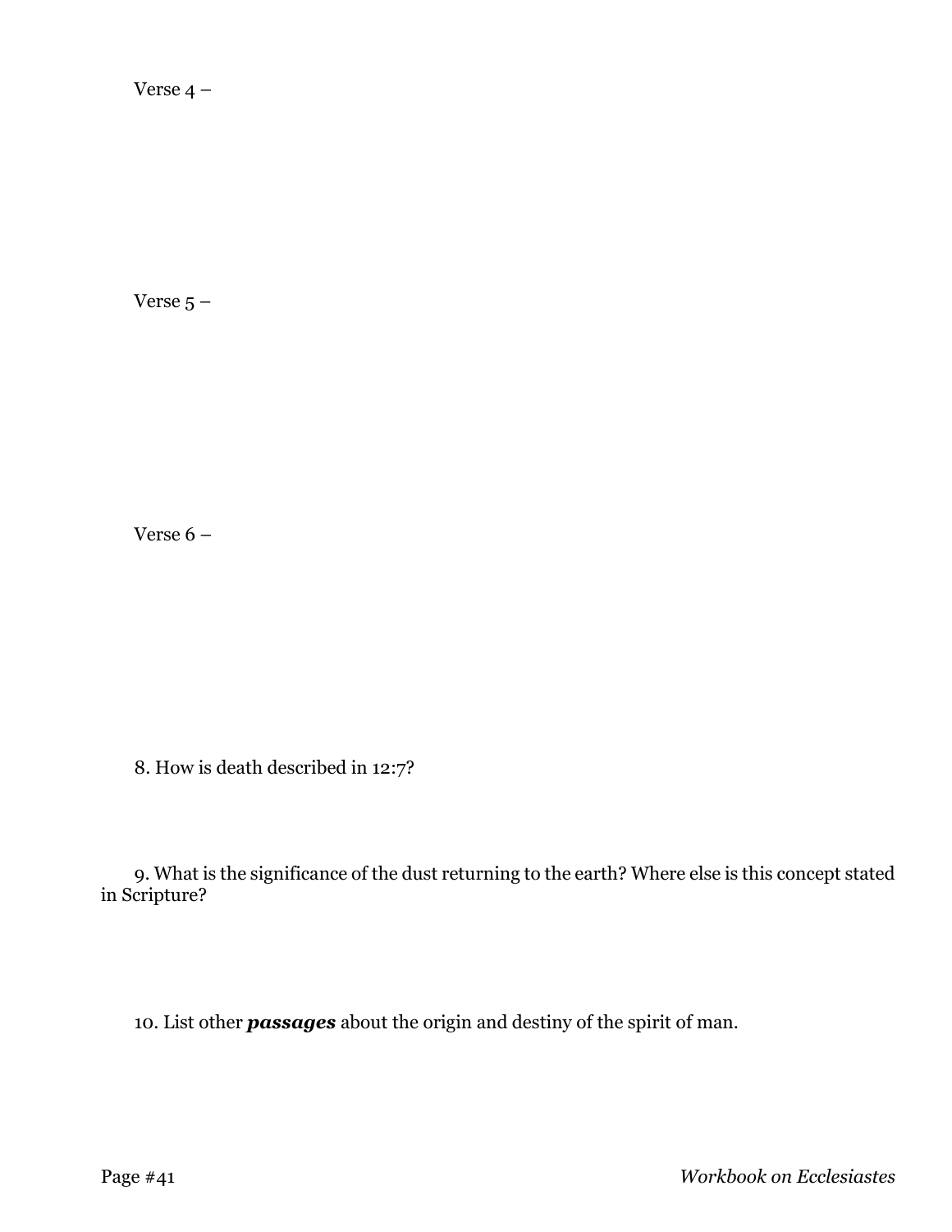Verse 4 –

Verse 5 –

Verse 6 –

8. How is death described in 12:7?

9. What is the significance of the dust returning to the earth? Where else is this concept stated in Scripture?

10. List other ***passages*** about the origin and destiny of the spirit of man.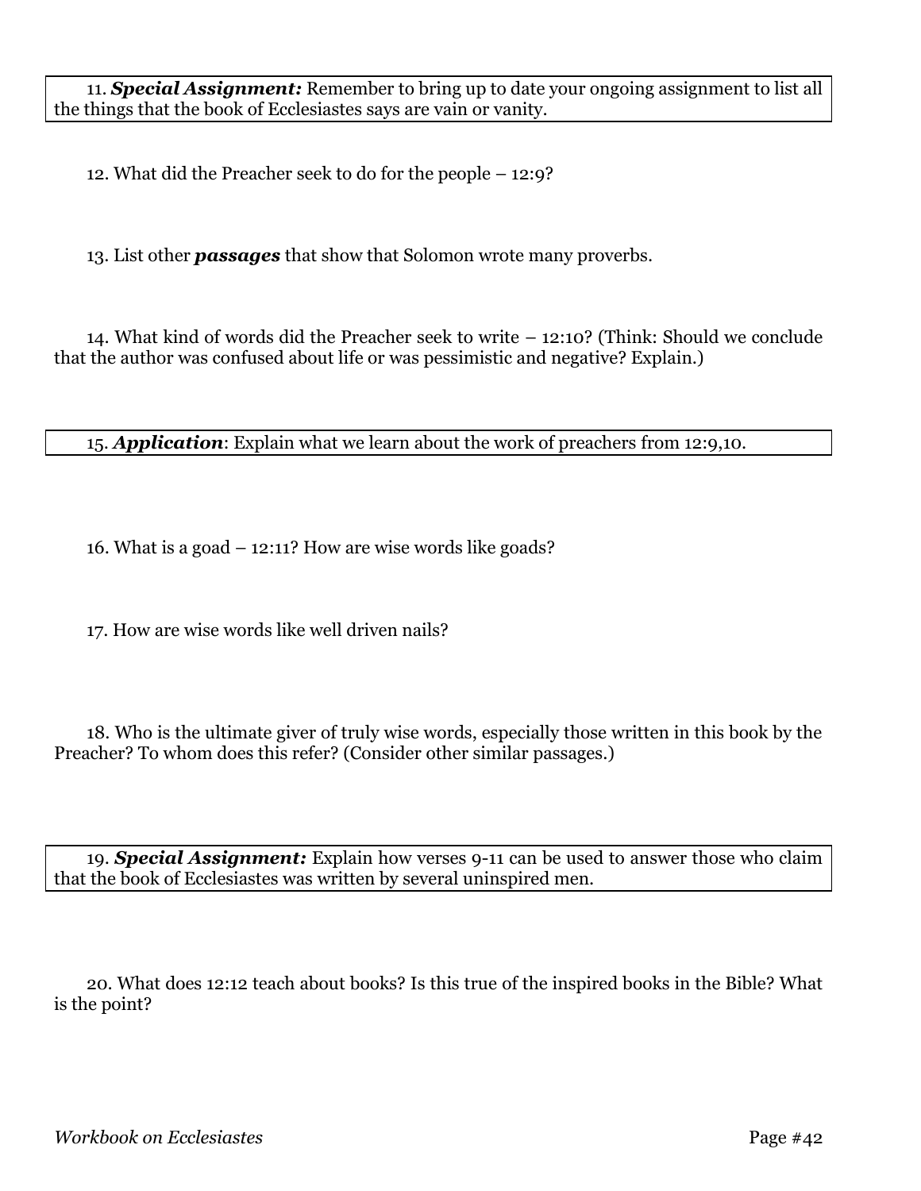11. ***Special Assignment:*** Remember to bring up to date your ongoing assignment to list all the things that the book of Ecclesiastes says are vain or vanity.

12. What did the Preacher seek to do for the people – 12:9?

13. List other ***passages*** that show that Solomon wrote many proverbs.

14. What kind of words did the Preacher seek to write – 12:10? (Think: Should we conclude that the author was confused about life or was pessimistic and negative? Explain.)

15. ***Application***: Explain what we learn about the work of preachers from 12:9,10.

16. What is a goad – 12:11? How are wise words like goads?

17. How are wise words like well driven nails?

18. Who is the ultimate giver of truly wise words, especially those written in this book by the Preacher? To whom does this refer? (Consider other similar passages.)

19. ***Special Assignment:*** Explain how verses 9-11 can be used to answer those who claim that the book of Ecclesiastes was written by several uninspired men.

20. What does 12:12 teach about books? Is this true of the inspired books in the Bible? What is the point?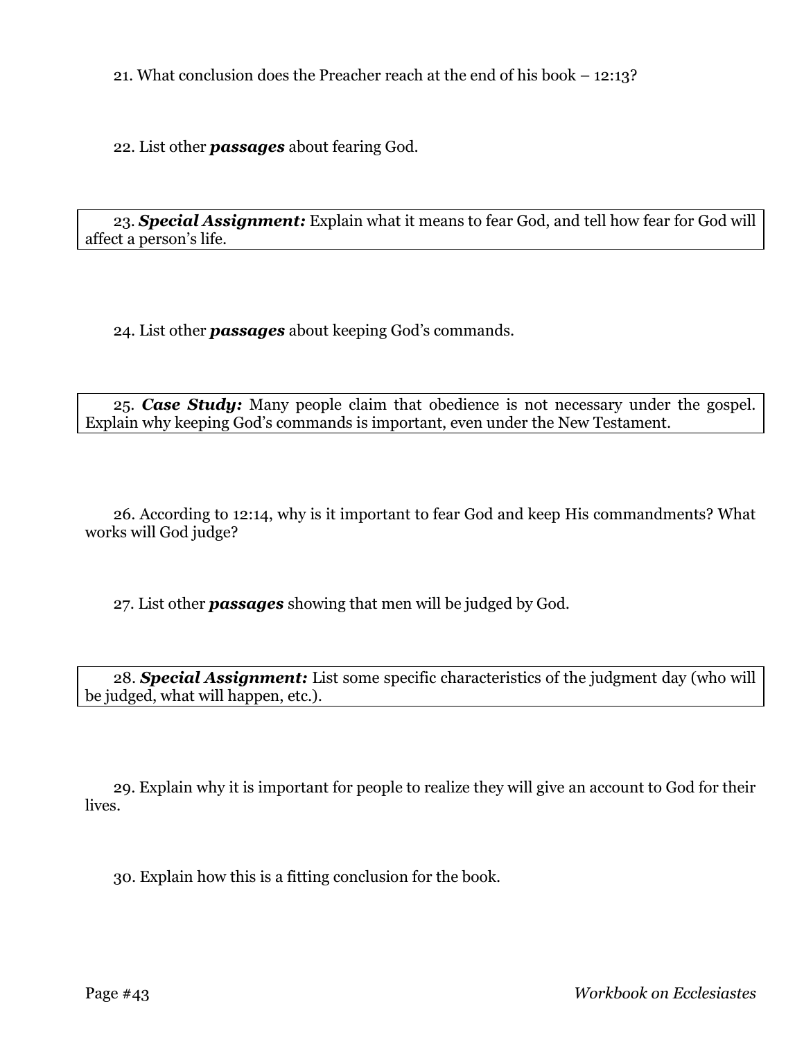21. What conclusion does the Preacher reach at the end of his book – 12:13?

22. List other ***passages*** about fearing God.

23. ***Special Assignment:*** Explain what it means to fear God, and tell how fear for God will affect a person's life.

24. List other ***passages*** about keeping God's commands.

25. ***Case Study:*** Many people claim that obedience is not necessary under the gospel. Explain why keeping God's commands is important, even under the New Testament.

26. According to 12:14, why is it important to fear God and keep His commandments? What works will God judge?

27. List other ***passages*** showing that men will be judged by God.

28. ***Special Assignment:*** List some specific characteristics of the judgment day (who will be judged, what will happen, etc.).

29. Explain why it is important for people to realize they will give an account to God for their lives.

30. Explain how this is a fitting conclusion for the book.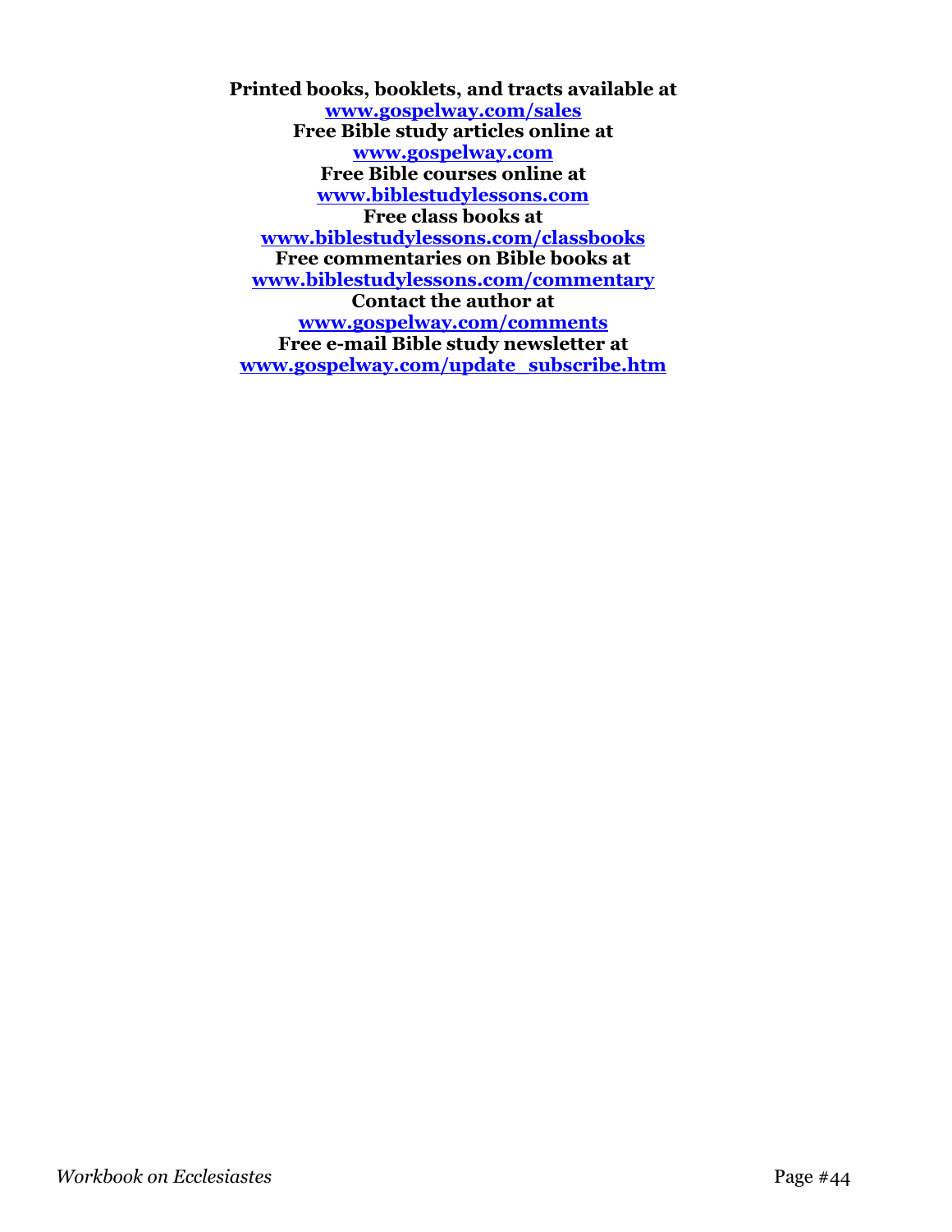**Printed books, booklets, and tracts available at**
**[www.gospelway.com/sales](http://www.gospelway.com/sales)**
**Free Bible study articles online at**
**[www.gospelway.com](http://www.gospelway.com)**
**Free Bible courses online at**
**[www.biblestudylessons.com](http://www.biblestudylessons.com)**
**Free class books at**
**[www.biblestudylessons.com/classbooks](http://www.biblestudylessons.com/classbooks)**
**Free commentaries on Bible books at**
**[www.biblestudylessons.com/commentary](http://www.biblestudylessons.com/commentary)**
**Contact the author at**
**[www.gospelway.com/comments](http://www.gospelway.com/comments)**
**Free e-mail Bible study newsletter at**
**[www.gospelway.com/update_subscribe.htm](http://www.gospelway.com/update_subscribe.htm)**